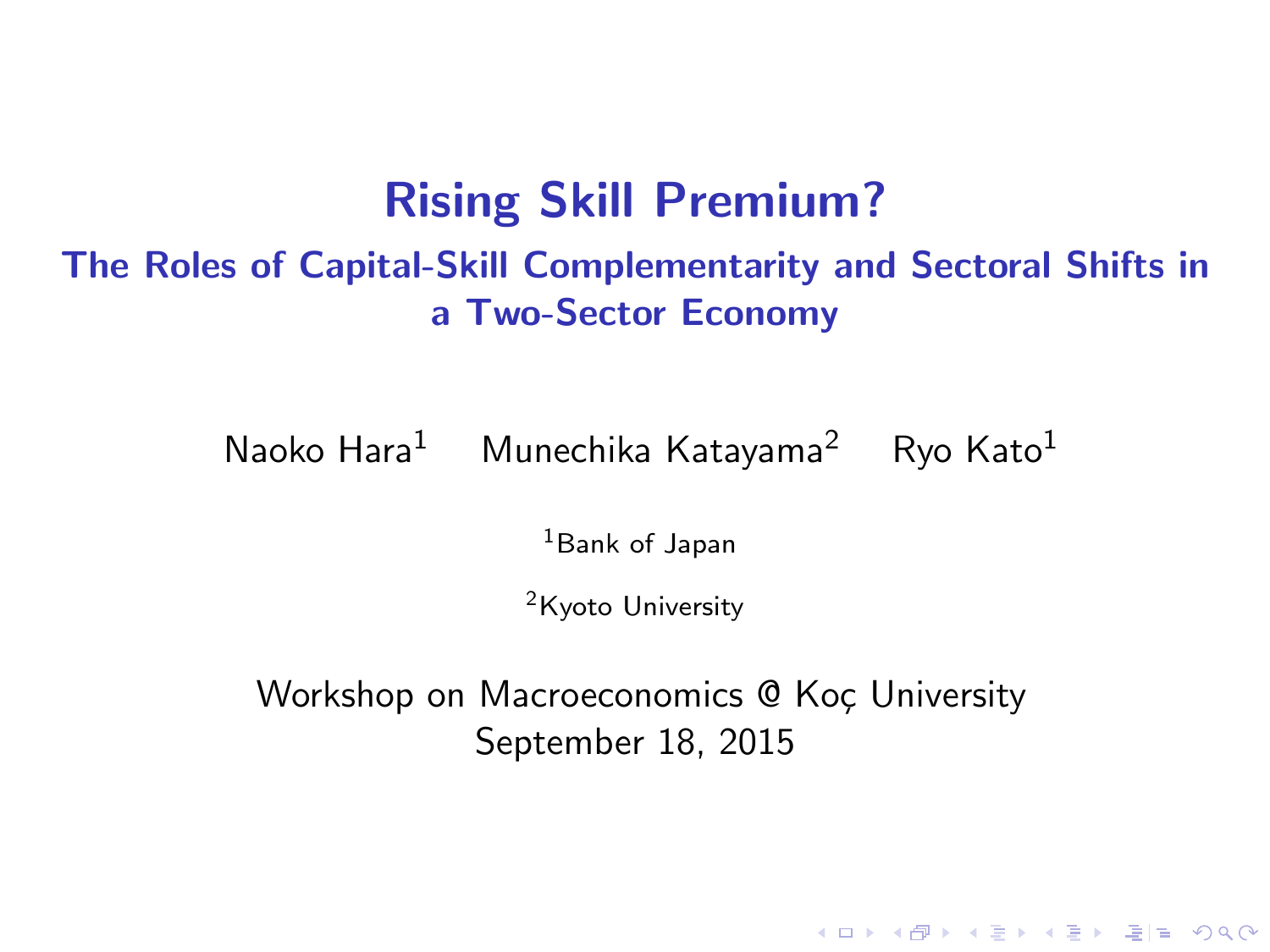# Rising Skill Premium?

## The Roles of Capital-Skill Complementarity and Sectoral Shifts in a Two-Sector Economy

Naoko Hara[1] Munechika Katayama[2] Ryo Kato[1]

[1]Bank of Japan

[2]Kyoto University

Workshop on Macroeconomics @ Koç University
September 18, 2015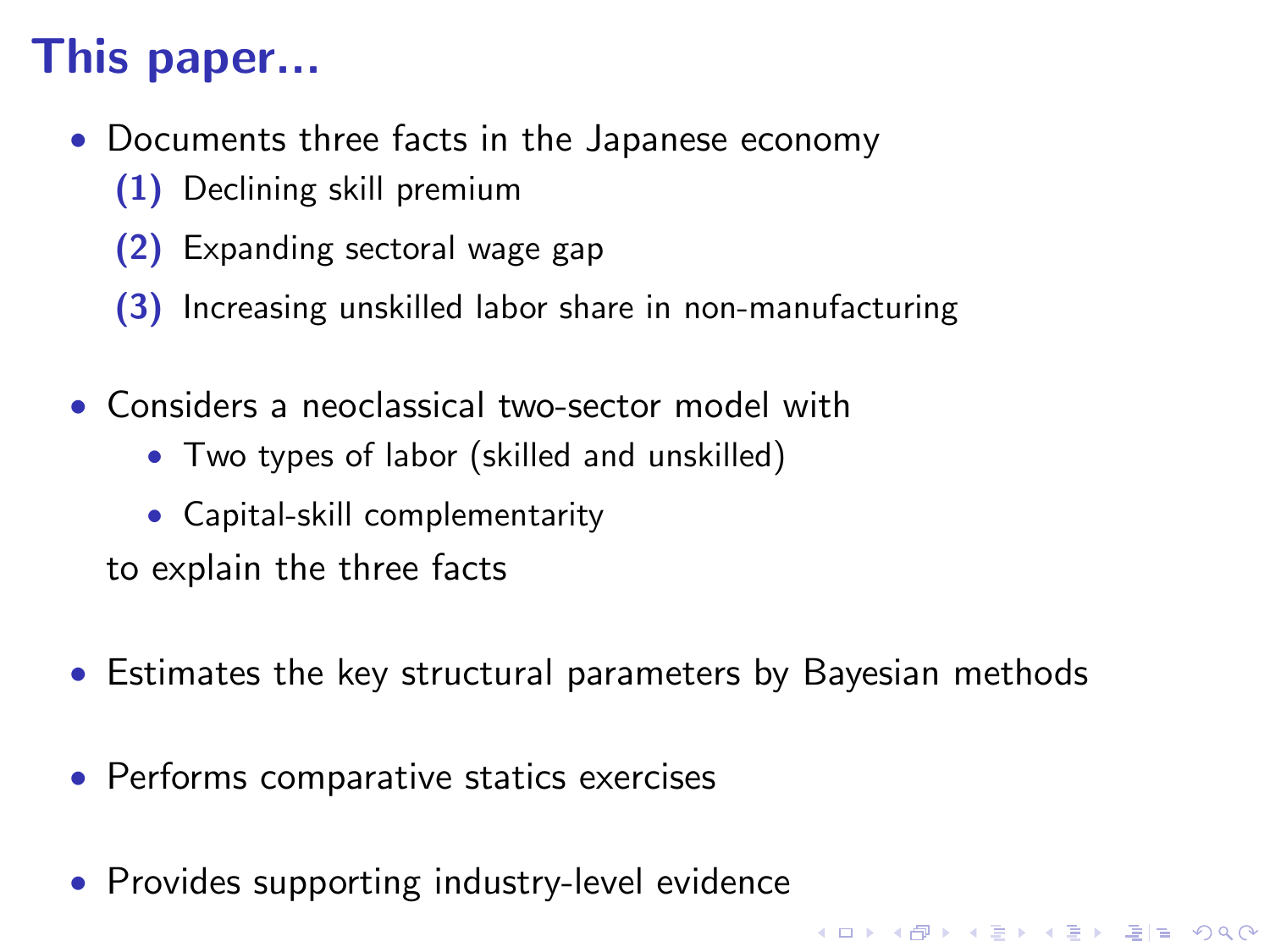# This paper...

- Documents three facts in the Japanese economy
  1. Declining skill premium
  2. Expanding sectoral wage gap
  3. Increasing unskilled labor share in non-manufacturing

- Considers a neoclassical two-sector model with
  - Two types of labor (skilled and unskilled)
  - Capital-skill complementarity

  to explain the three facts

- Estimates the key structural parameters by Bayesian methods

- Performs comparative statics exercises

- Provides supporting industry-level evidence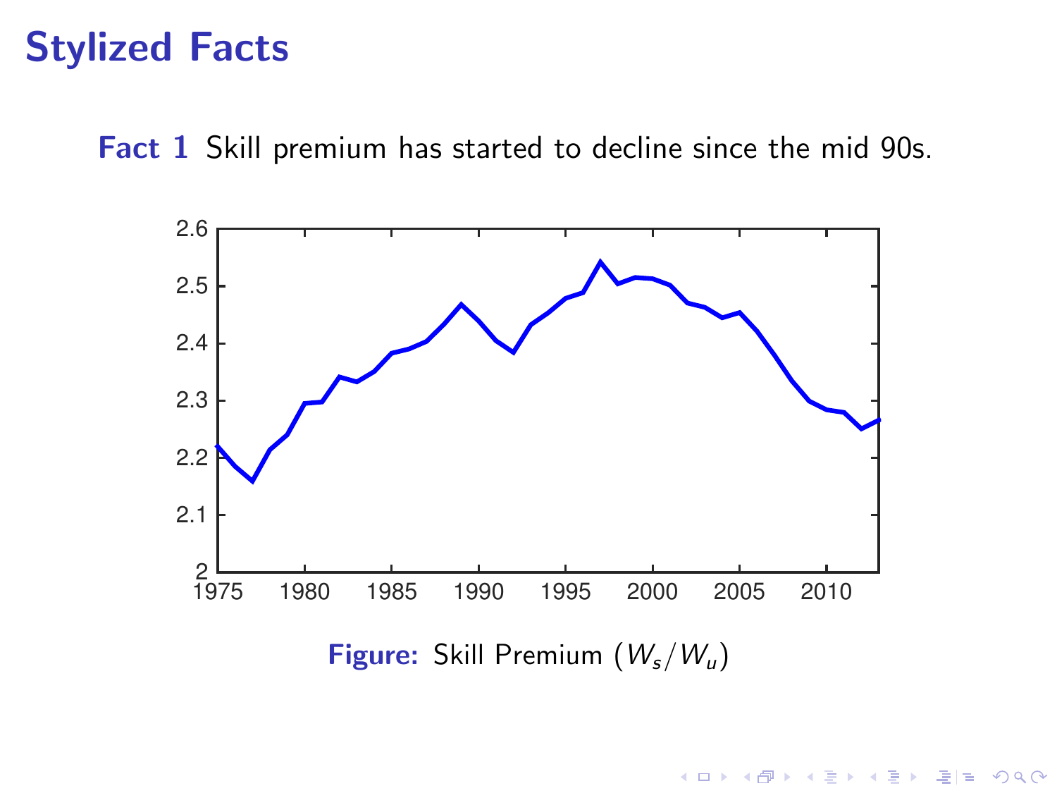# Stylized Facts

**Fact 1** Skill premium has started to decline since the mid 90s.

**Figure:** Skill Premium ($W_s/W_u$)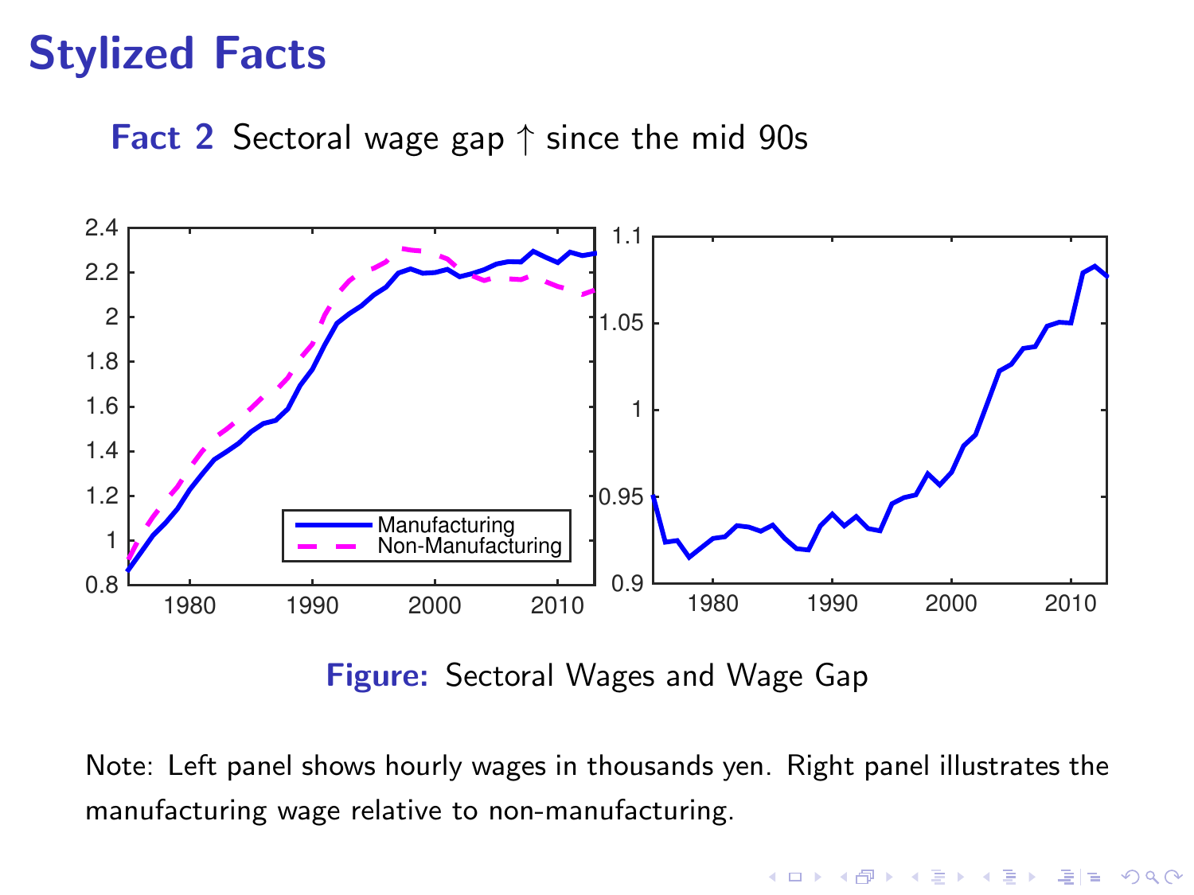# Stylized Facts

**Fact 2** Sectoral wage gap ↑ since the mid 90s

**Figure:** Sectoral Wages and Wage Gap

Note: Left panel shows hourly wages in thousands yen. Right panel illustrates the manufacturing wage relative to non-manufacturing.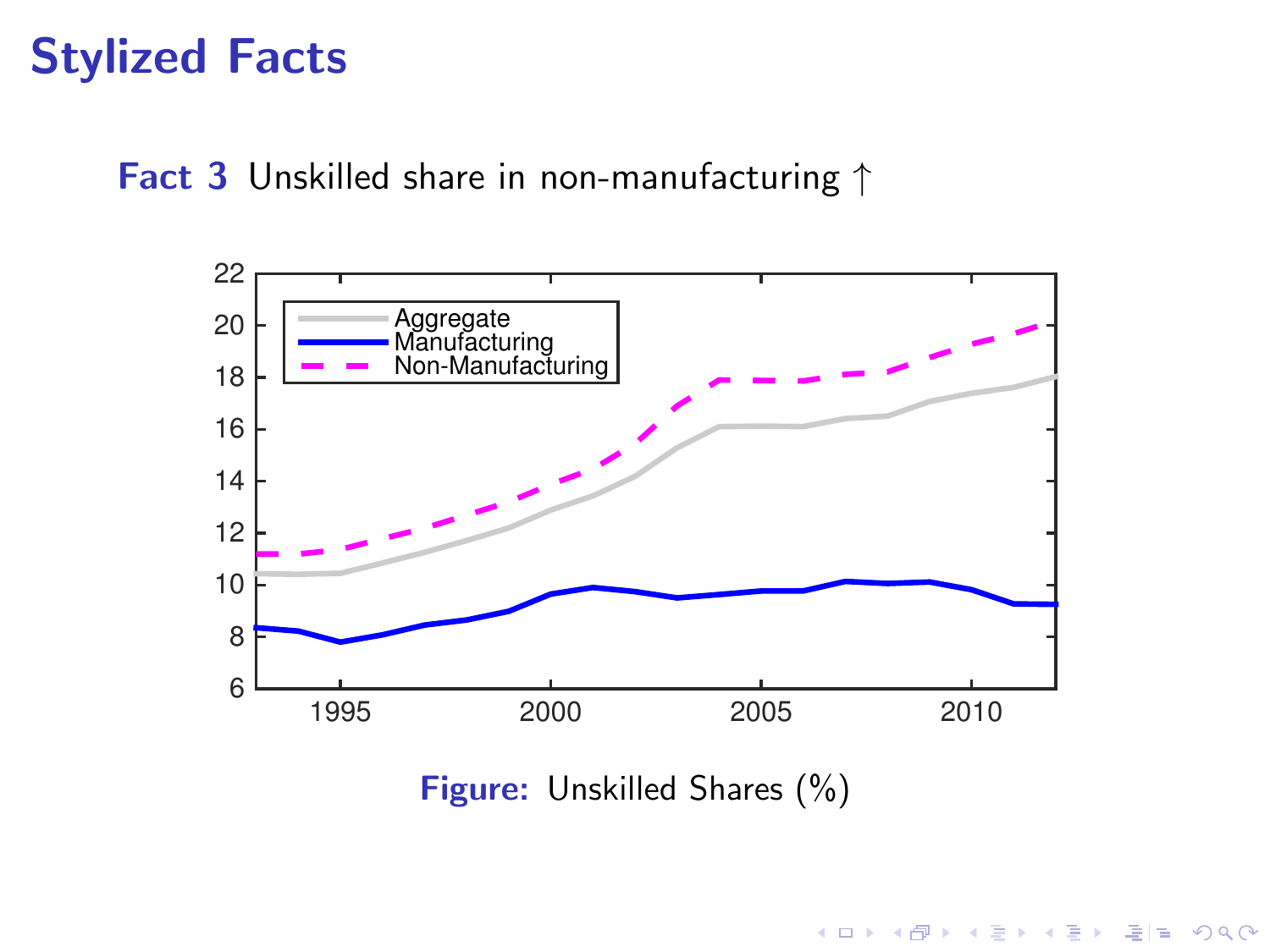# Stylized Facts

**Fact 3** Unskilled share in non-manufacturing $\uparrow$

**Figure:** Unskilled Shares (%)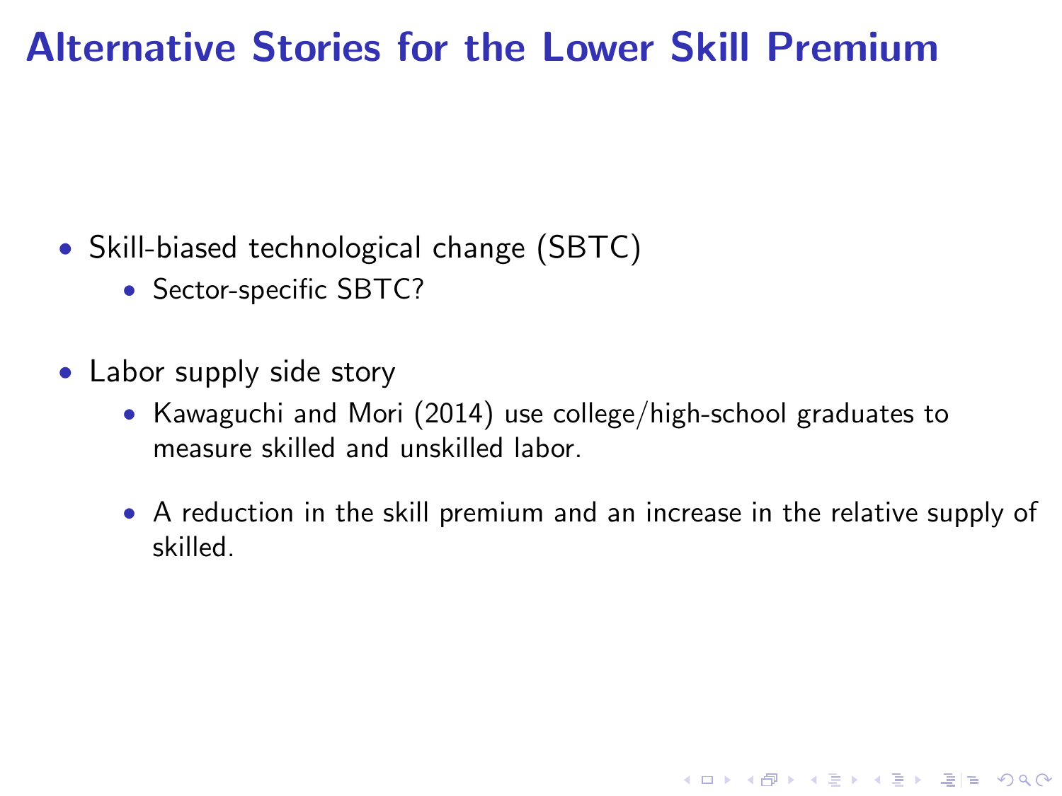# Alternative Stories for the Lower Skill Premium

- Skill-biased technological change (SBTC)
  - Sector-specific SBTC?
- Labor supply side story
  - Kawaguchi and Mori (2014) use college/high-school graduates to measure skilled and unskilled labor.
  - A reduction in the skill premium and an increase in the relative supply of skilled.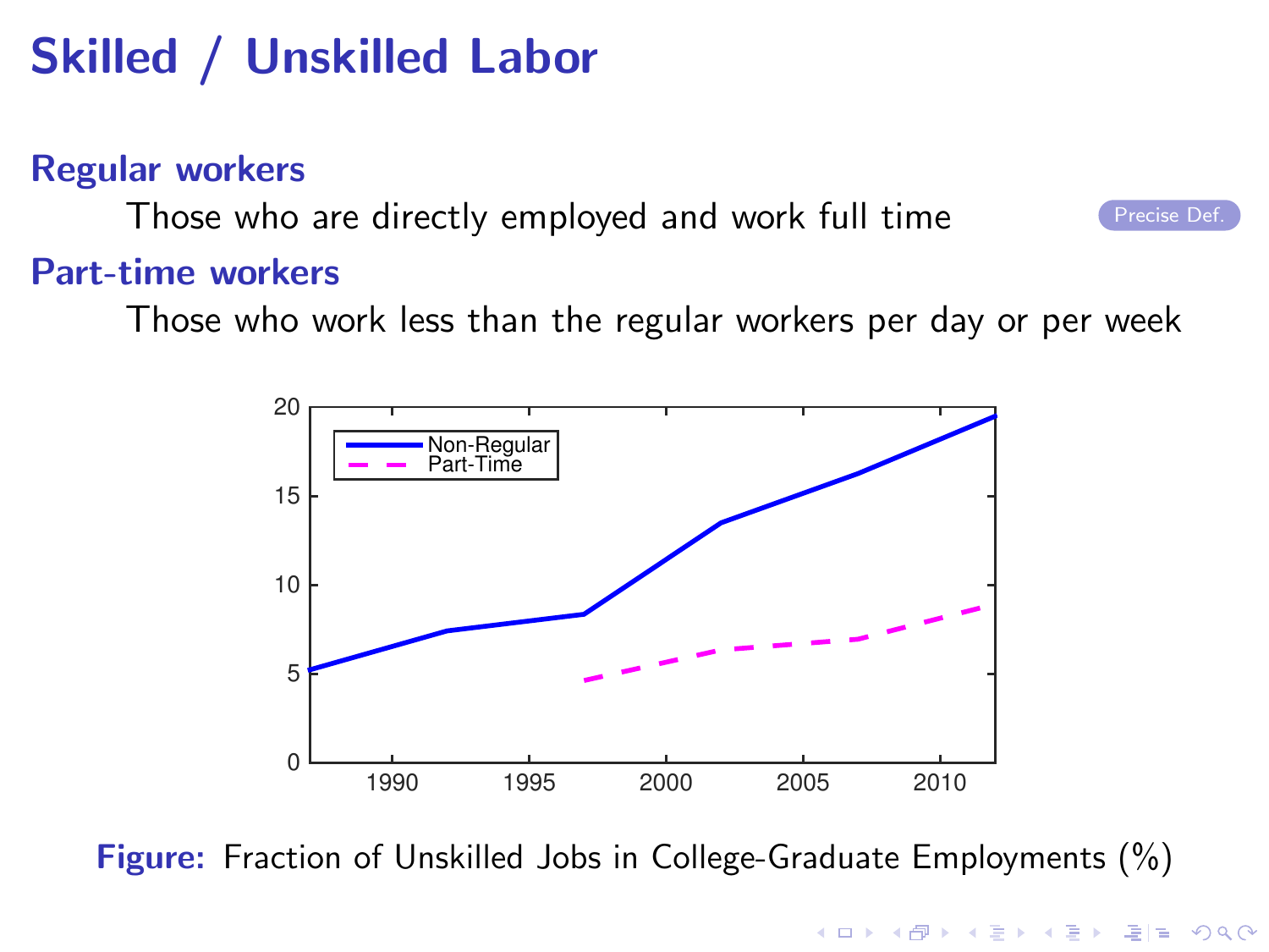# Skilled / Unskilled Labor

**Regular workers**

Those who are directly employed and work full time

Precise Def.

**Part-time workers**

Those who work less than the regular workers per day or per week

**Figure:** Fraction of Unskilled Jobs in College-Graduate Employments (%)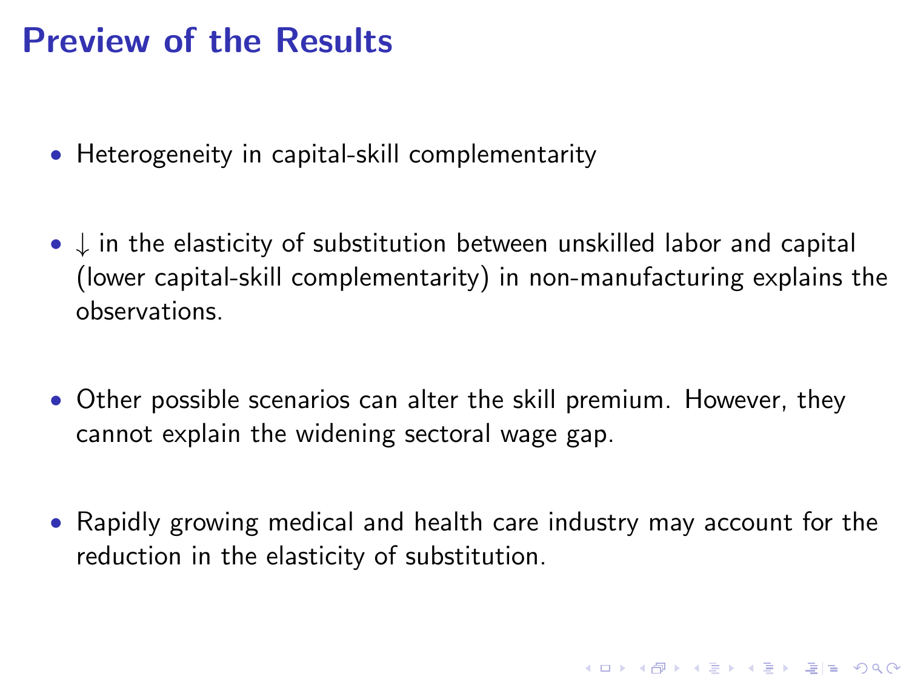# Preview of the Results

- Heterogeneity in capital-skill complementarity
- $\downarrow$ in the elasticity of substitution between unskilled labor and capital (lower capital-skill complementarity) in non-manufacturing explains the observations.
- Other possible scenarios can alter the skill premium. However, they cannot explain the widening sectoral wage gap.
- Rapidly growing medical and health care industry may account for the reduction in the elasticity of substitution.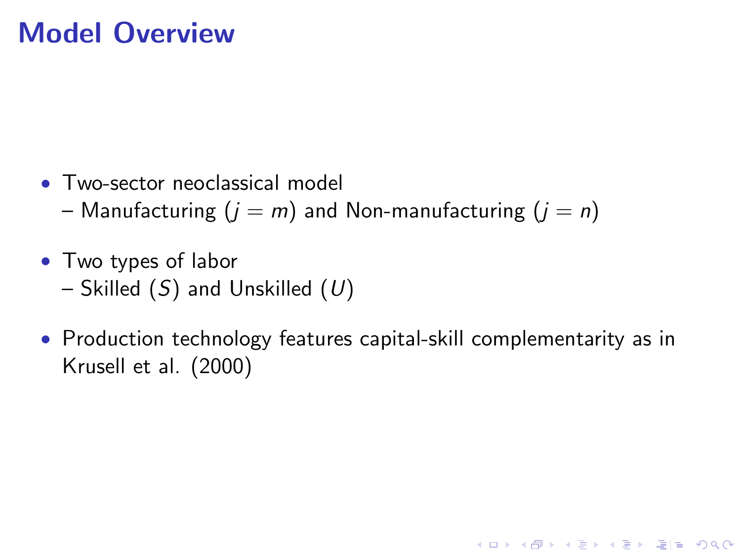# Model Overview

- Two-sector neoclassical model
  – Manufacturing ($j = m$) and Non-manufacturing ($j = n$)

- Two types of labor
  – Skilled ($S$) and Unskilled ($U$)

- Production technology features capital-skill complementarity as in Krusell et al. (2000)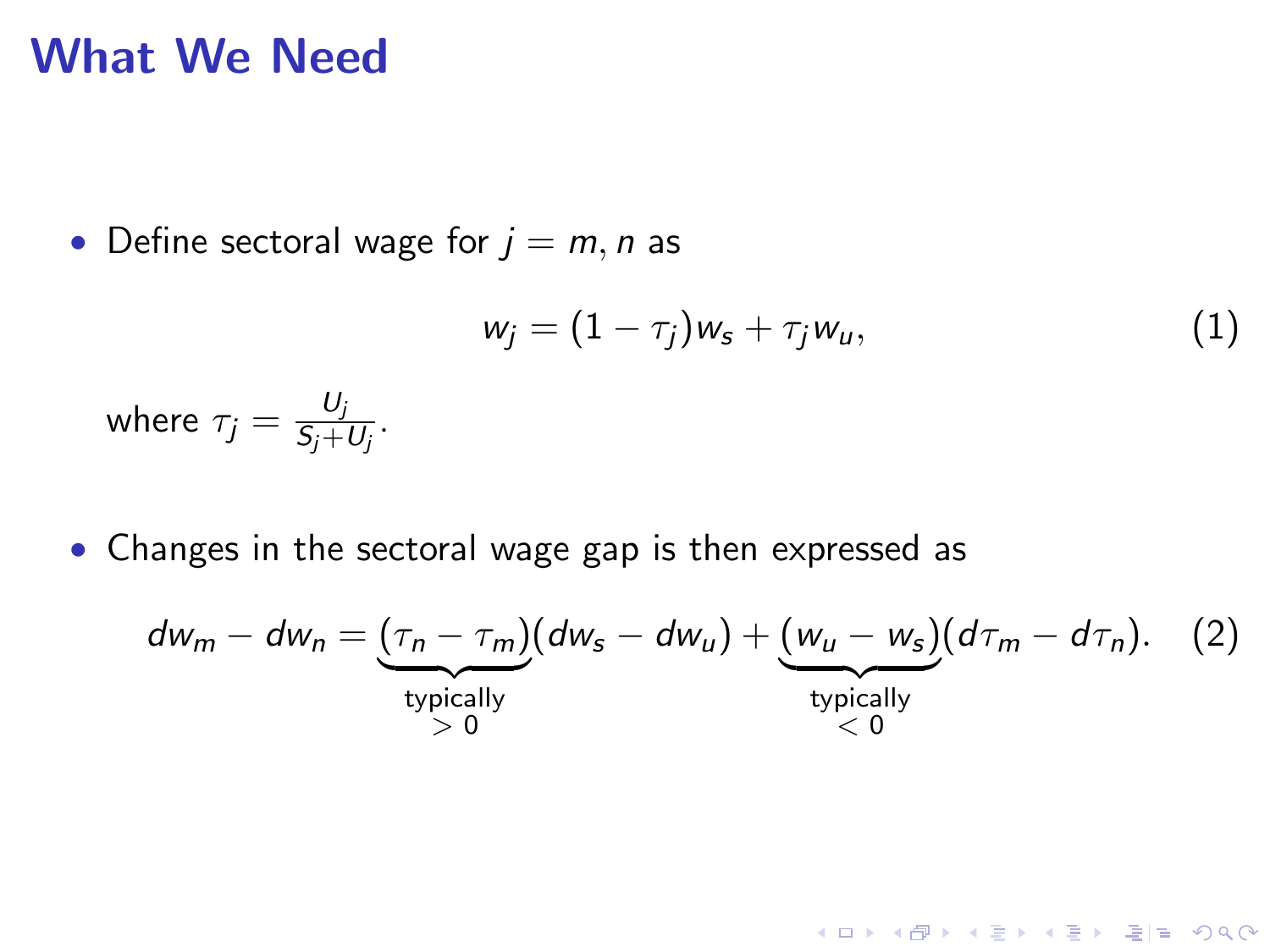# What We Need

- Define sectoral wage for $j = m, n$ as

$$w_j = (1 - \tau_j) w_s + \tau_j w_u, \tag{1}$$

where $\tau_j = \frac{U_j}{S_j + U_j}$.

- Changes in the sectoral wage gap is then expressed as

$$dw_m - dw_n = \underbrace{(\tau_n - \tau_m)}_{\substack{\text{typically} \\ > 0}} (dw_s - dw_u) + \underbrace{(w_u - w_s)}_{\substack{\text{typically} \\ < 0}} (d\tau_m - d\tau_n). \tag{2}$$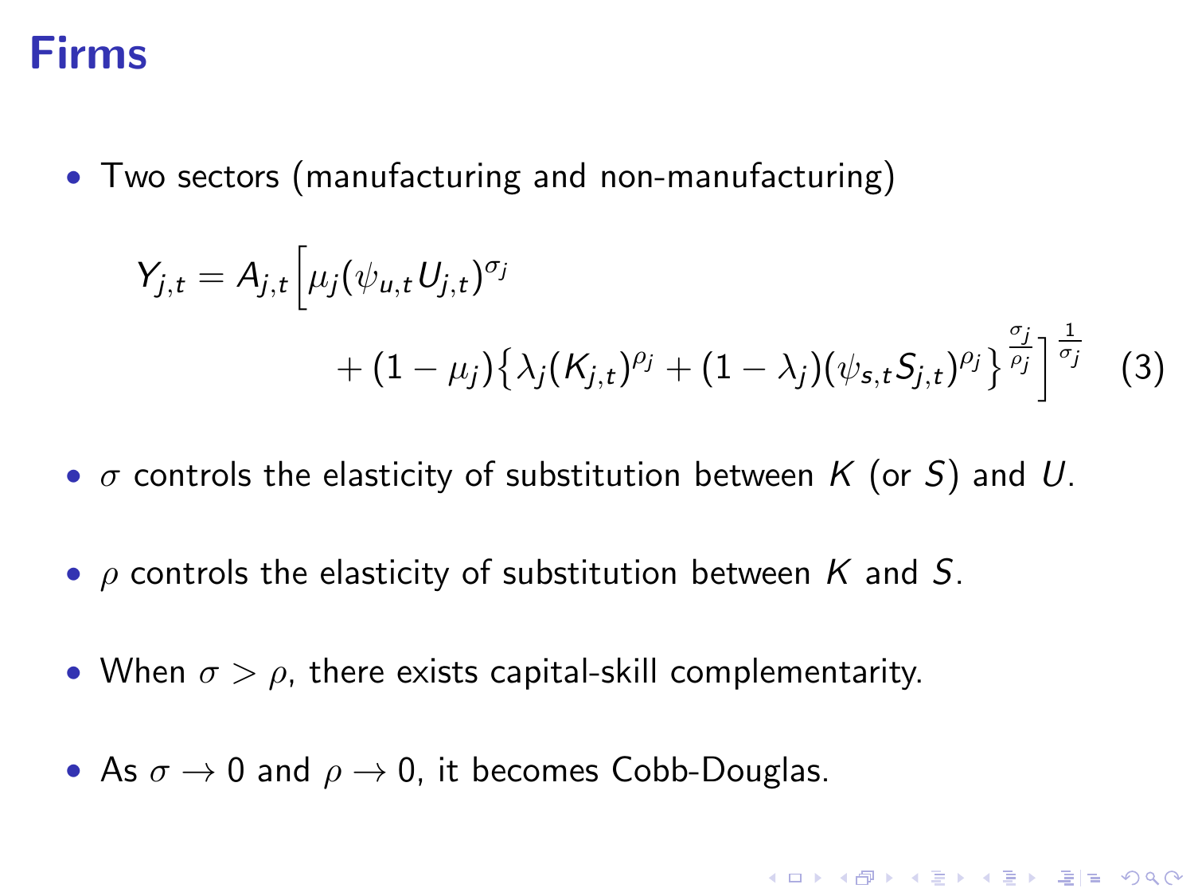# Firms

- Two sectors (manufacturing and non-manufacturing)

$$Y_{j,t} = A_{j,t}\Big[\mu_j(\psi_{u,t}U_{j,t})^{\sigma_j} + (1-\mu_j)\big\{\lambda_j(K_{j,t})^{\rho_j} + (1-\lambda_j)(\psi_{s,t}S_{j,t})^{\rho_j}\big\}^{\frac{\sigma_j}{\rho_j}}\Big]^{\frac{1}{\sigma_j}} \quad (3)$$

- $\sigma$ controls the elasticity of substitution between $K$ (or $S$) and $U$.
- $\rho$ controls the elasticity of substitution between $K$ and $S$.
- When $\sigma > \rho$, there exists capital-skill complementarity.
- As $\sigma \to 0$ and $\rho \to 0$, it becomes Cobb-Douglas.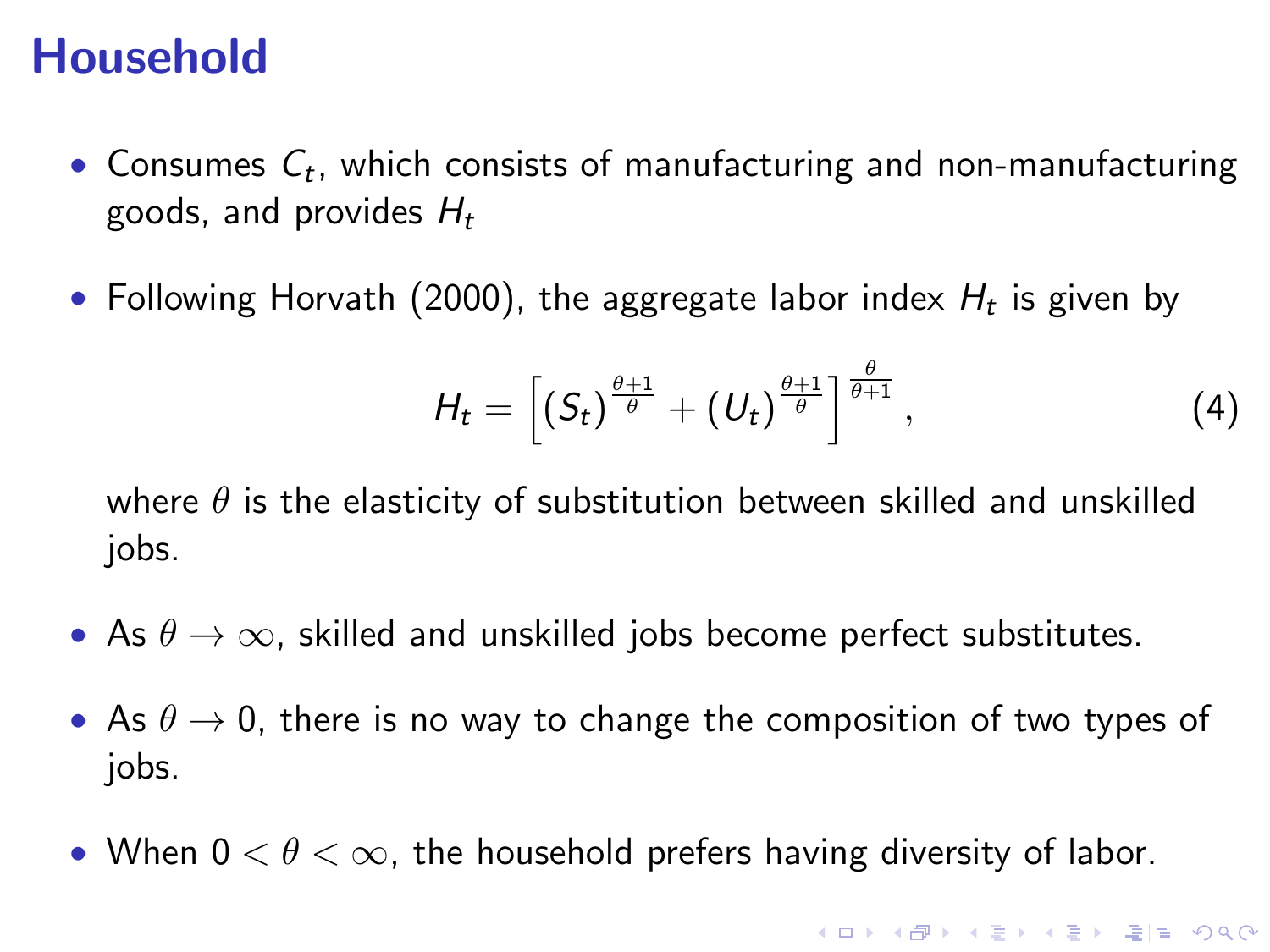# Household

- Consumes $C_t$, which consists of manufacturing and non-manufacturing goods, and provides $H_t$
- Following Horvath (2000), the aggregate labor index $H_t$ is given by

$$H_t = \left[ (S_t)^{\frac{\theta+1}{\theta}} + (U_t)^{\frac{\theta+1}{\theta}} \right]^{\frac{\theta}{\theta+1}}, \tag{4}$$

  where $\theta$ is the elasticity of substitution between skilled and unskilled jobs.

- As $\theta \to \infty$, skilled and unskilled jobs become perfect substitutes.
- As $\theta \to 0$, there is no way to change the composition of two types of jobs.
- When $0 < \theta < \infty$, the household prefers having diversity of labor.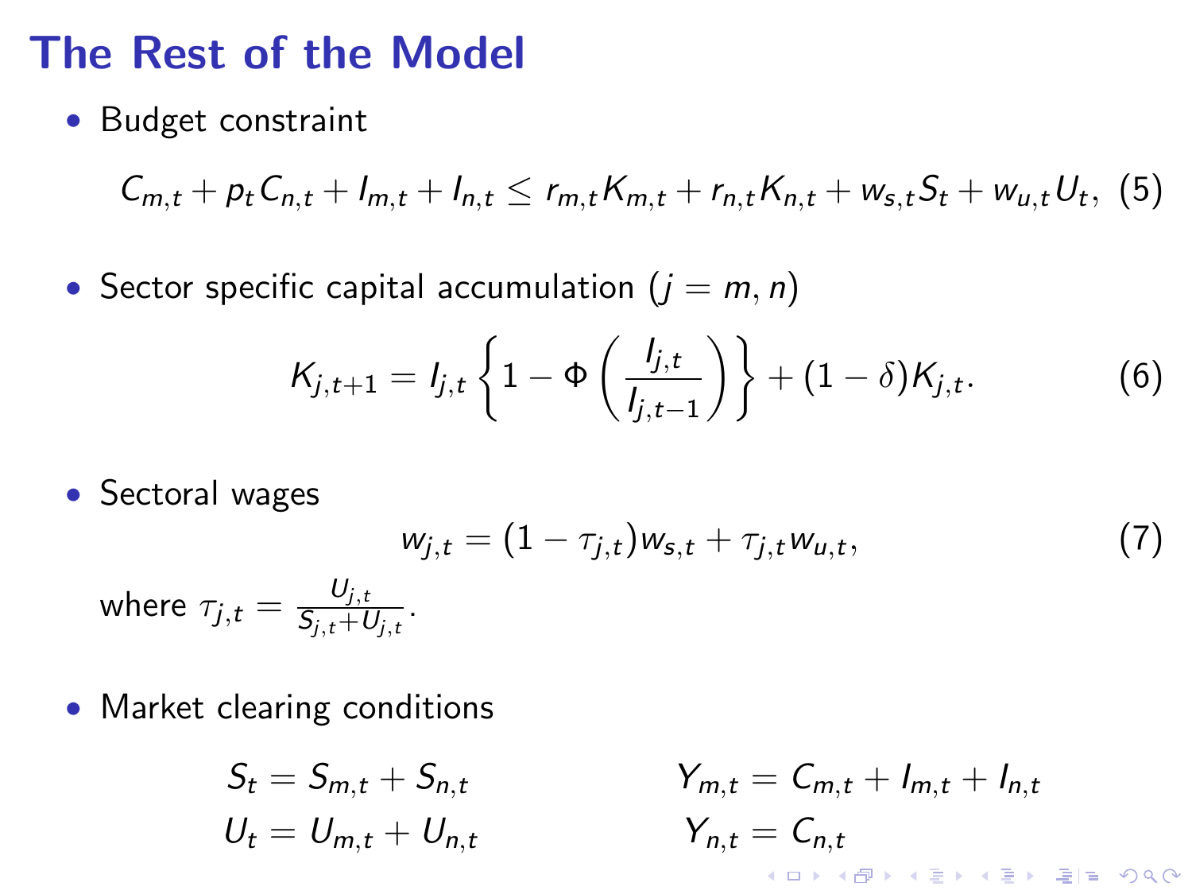# The Rest of the Model

- Budget constraint

$$C_{m,t} + p_t C_{n,t} + I_{m,t} + I_{n,t} \leq r_{m,t} K_{m,t} + r_{n,t} K_{n,t} + w_{s,t} S_t + w_{u,t} U_t, \quad (5)$$

- Sector specific capital accumulation ($j = m, n$)

$$K_{j,t+1} = I_{j,t} \left\{ 1 - \Phi\left( \frac{I_{j,t}}{I_{j,t-1}} \right) \right\} + (1-\delta) K_{j,t}. \quad (6)$$

- Sectoral wages

$$w_{j,t} = (1 - \tau_{j,t}) w_{s,t} + \tau_{j,t} w_{u,t}, \quad (7)$$

where $\tau_{j,t} = \frac{U_{j,t}}{S_{j,t} + U_{j,t}}$.

- Market clearing conditions

$$S_t = S_{m,t} + S_{n,t} \qquad Y_{m,t} = C_{m,t} + I_{m,t} + I_{n,t}$$

$$U_t = U_{m,t} + U_{n,t} \qquad Y_{n,t} = C_{n,t}$$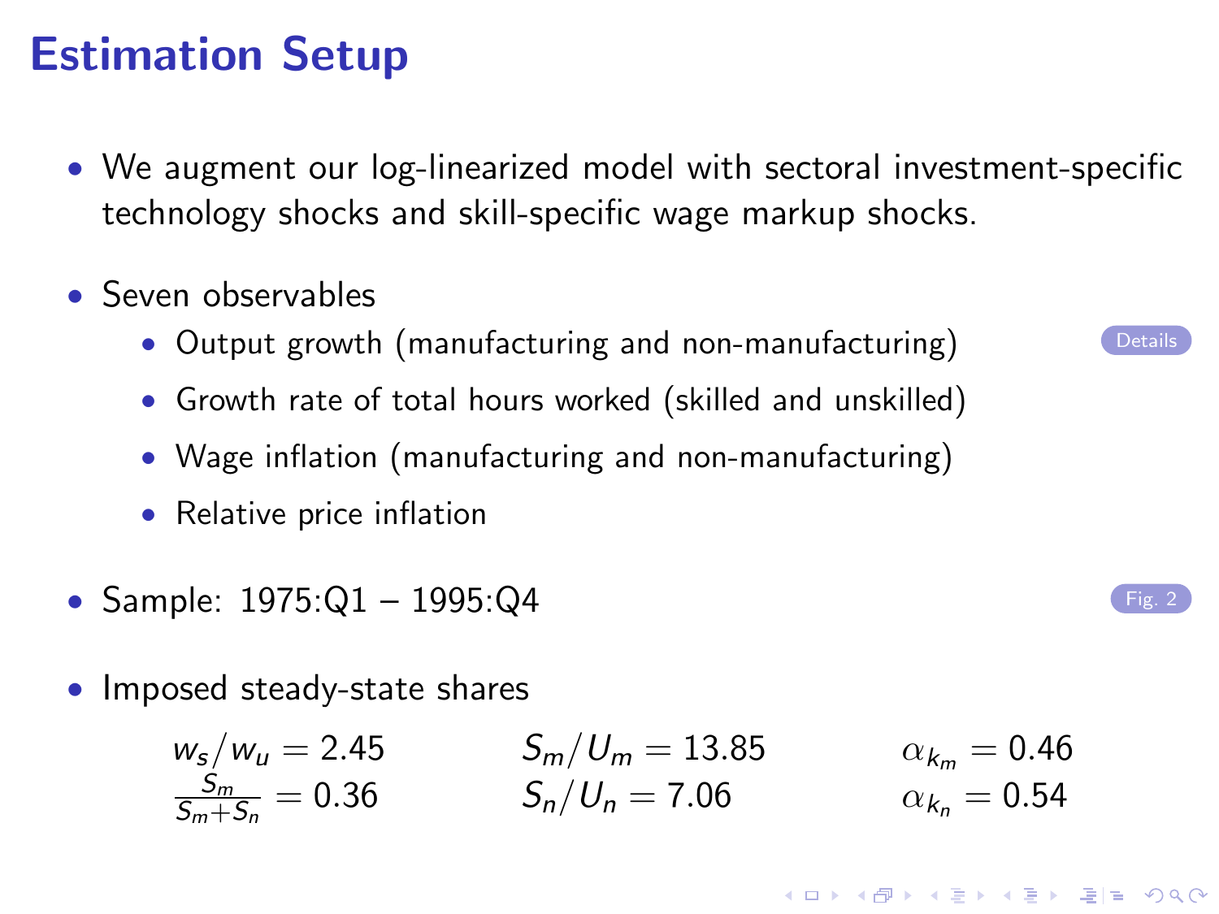# Estimation Setup

- We augment our log-linearized model with sectoral investment-specific technology shocks and skill-specific wage markup shocks.
- Seven observables
  - Output growth (manufacturing and non-manufacturing) Details
  - Growth rate of total hours worked (skilled and unskilled)
  - Wage inflation (manufacturing and non-manufacturing)
  - Relative price inflation
- Sample: 1975:Q1 – 1995:Q4 Fig. 2
- Imposed steady-state shares

$$w_s/w_u = 2.45 \qquad S_m/U_m = 13.85 \qquad \alpha_{k_m} = 0.46$$
$$\frac{S_m}{S_m+S_n} = 0.36 \qquad S_n/U_n = 7.06 \qquad \alpha_{k_n} = 0.54$$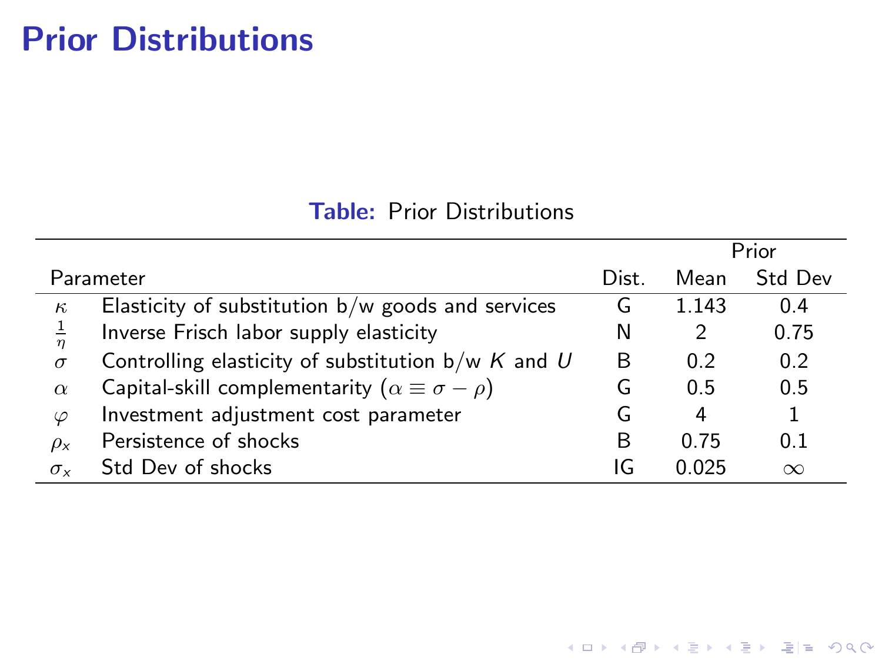# Prior Distributions

**Table:** Prior Distributions

| Parameter | | Dist. | Prior Mean | Prior Std Dev |
|---|---|---|---|---|
| $\kappa$ | Elasticity of substitution b/w goods and services | G | 1.143 | 0.4 |
| $\frac{1}{\eta}$ | Inverse Frisch labor supply elasticity | N | 2 | 0.75 |
| $\sigma$ | Controlling elasticity of substitution b/w $K$ and $U$ | B | 0.2 | 0.2 |
| $\alpha$ | Capital-skill complementarity ($\alpha \equiv \sigma - \rho$) | G | 0.5 | 0.5 |
| $\varphi$ | Investment adjustment cost parameter | G | 4 | 1 |
| $\rho_x$ | Persistence of shocks | B | 0.75 | 0.1 |
| $\sigma_x$ | Std Dev of shocks | IG | 0.025 | $\infty$ |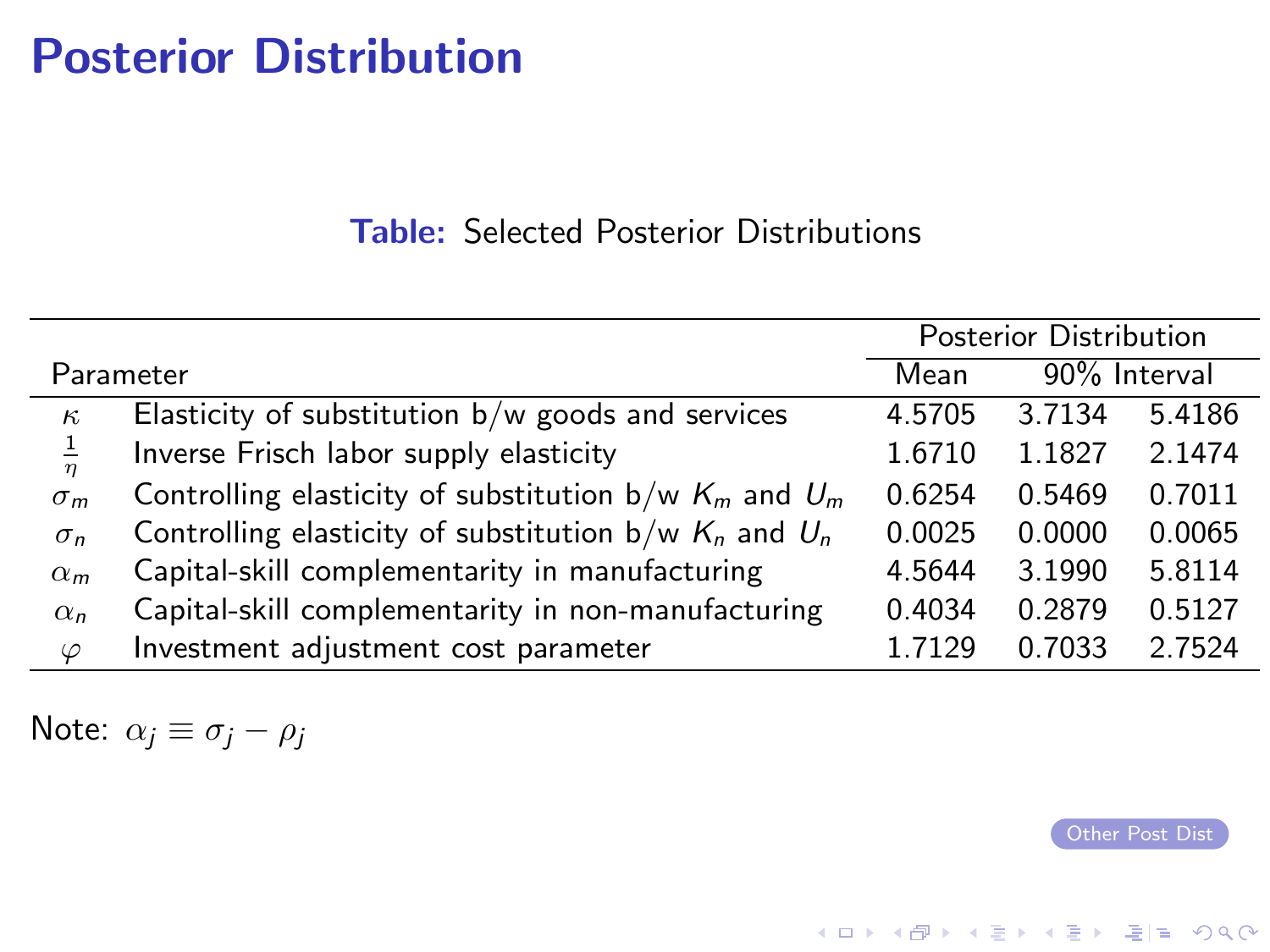# Posterior Distribution

**Table:** Selected Posterior Distributions

| | Parameter | Posterior Distribution | | |
|---|---|---|---|---|
| | | Mean | 90% Interval | |
| $\kappa$ | Elasticity of substitution b/w goods and services | 4.5705 | 3.7134 | 5.4186 |
| $\frac{1}{\eta}$ | Inverse Frisch labor supply elasticity | 1.6710 | 1.1827 | 2.1474 |
| $\sigma_m$ | Controlling elasticity of substitution b/w $K_m$ and $U_m$ | 0.6254 | 0.5469 | 0.7011 |
| $\sigma_n$ | Controlling elasticity of substitution b/w $K_n$ and $U_n$ | 0.0025 | 0.0000 | 0.0065 |
| $\alpha_m$ | Capital-skill complementarity in manufacturing | 4.5644 | 3.1990 | 5.8114 |
| $\alpha_n$ | Capital-skill complementarity in non-manufacturing | 0.4034 | 0.2879 | 0.5127 |
| $\varphi$ | Investment adjustment cost parameter | 1.7129 | 0.7033 | 2.7524 |

Note: $\alpha_j \equiv \sigma_j - \rho_j$

Other Post Dist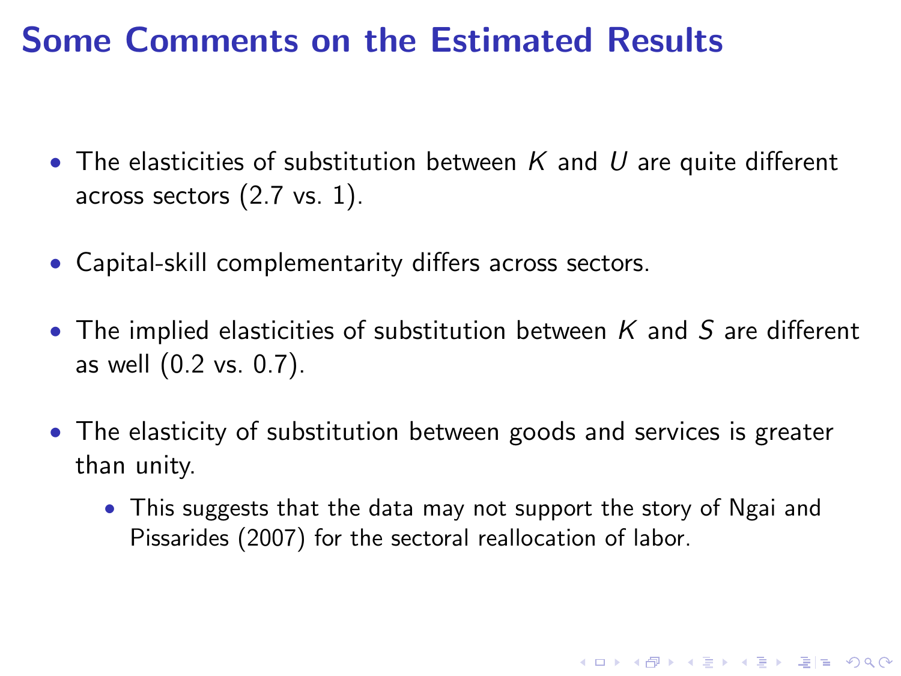# Some Comments on the Estimated Results

- The elasticities of substitution between $K$ and $U$ are quite different across sectors (2.7 vs. 1).
- Capital-skill complementarity differs across sectors.
- The implied elasticities of substitution between $K$ and $S$ are different as well (0.2 vs. 0.7).
- The elasticity of substitution between goods and services is greater than unity.
  - This suggests that the data may not support the story of Ngai and Pissarides (2007) for the sectoral reallocation of labor.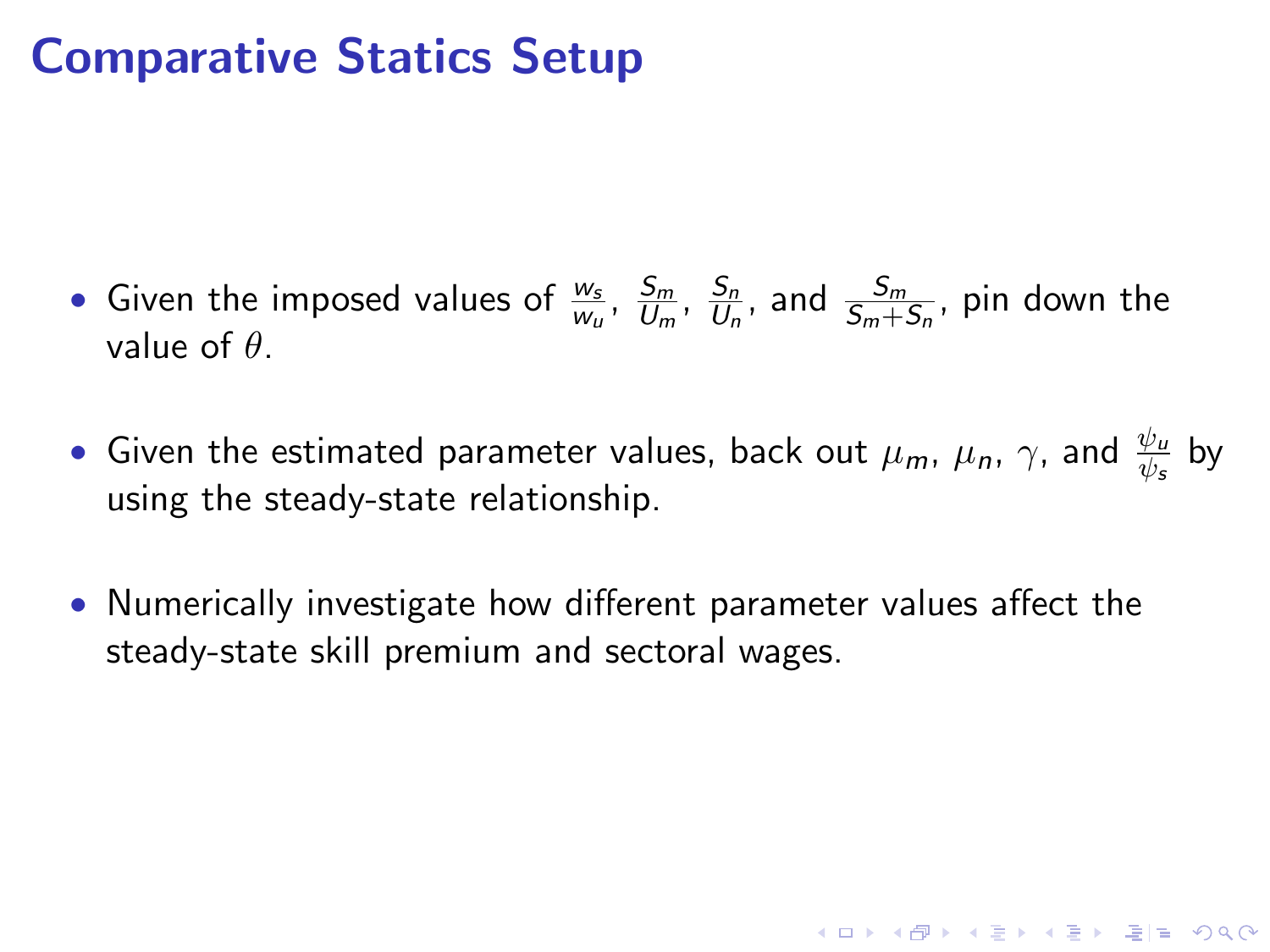# Comparative Statics Setup

- Given the imposed values of $\frac{w_s}{w_u}$, $\frac{S_m}{U_m}$, $\frac{S_n}{U_n}$, and $\frac{S_m}{S_m+S_n}$, pin down the value of $\theta$.
- Given the estimated parameter values, back out $\mu_m$, $\mu_n$, $\gamma$, and $\frac{\psi_u}{\psi_s}$ by using the steady-state relationship.
- Numerically investigate how different parameter values affect the steady-state skill premium and sectoral wages.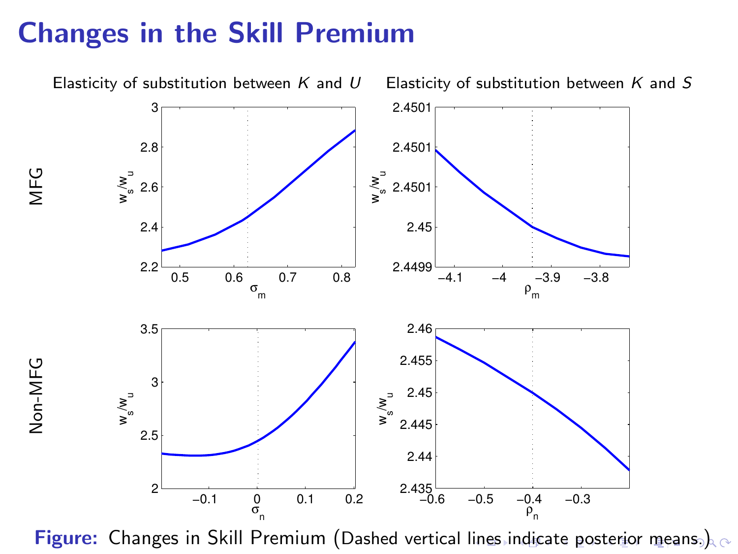# Changes in the Skill Premium

Elasticity of substitution between $K$ and $U$ | Elasticity of substitution between $K$ and $S$

MFG

Non-MFG

**Figure:** Changes in Skill Premium (Dashed vertical lines indicate posterior means.)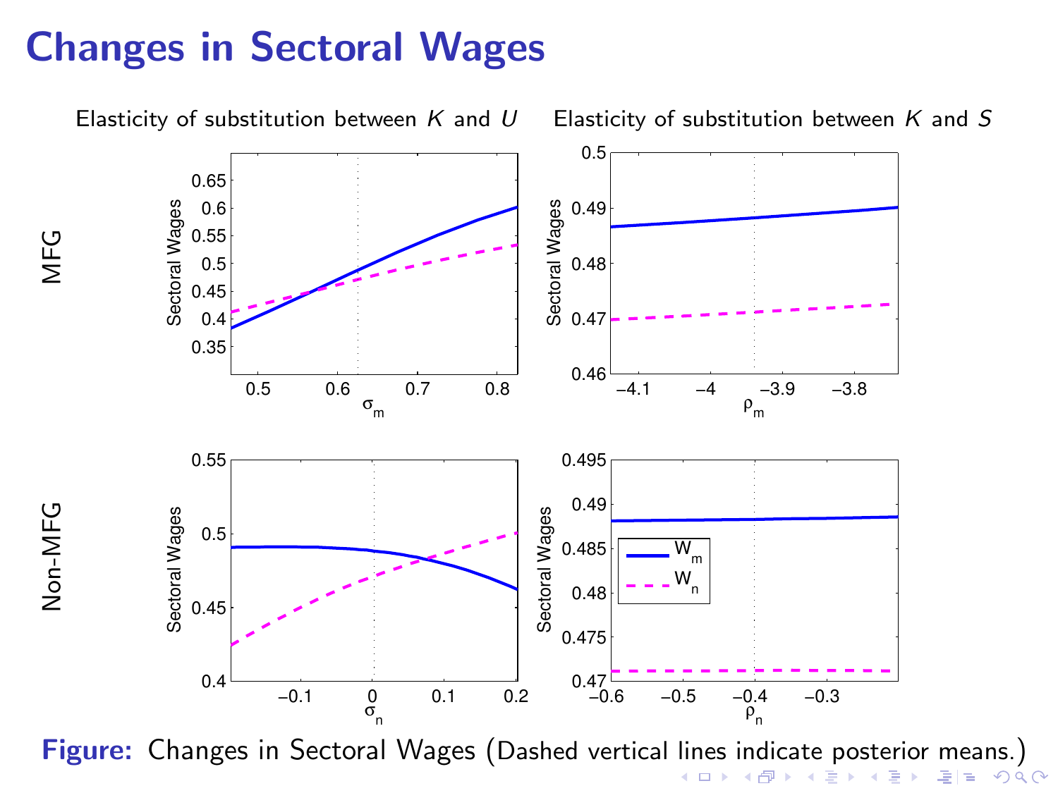# Changes in Sectoral Wages

Elasticity of substitution between $K$ and $U$ — Elasticity of substitution between $K$ and $S$

MFG

Non-MFG

**Figure:** Changes in Sectoral Wages (Dashed vertical lines indicate posterior means.)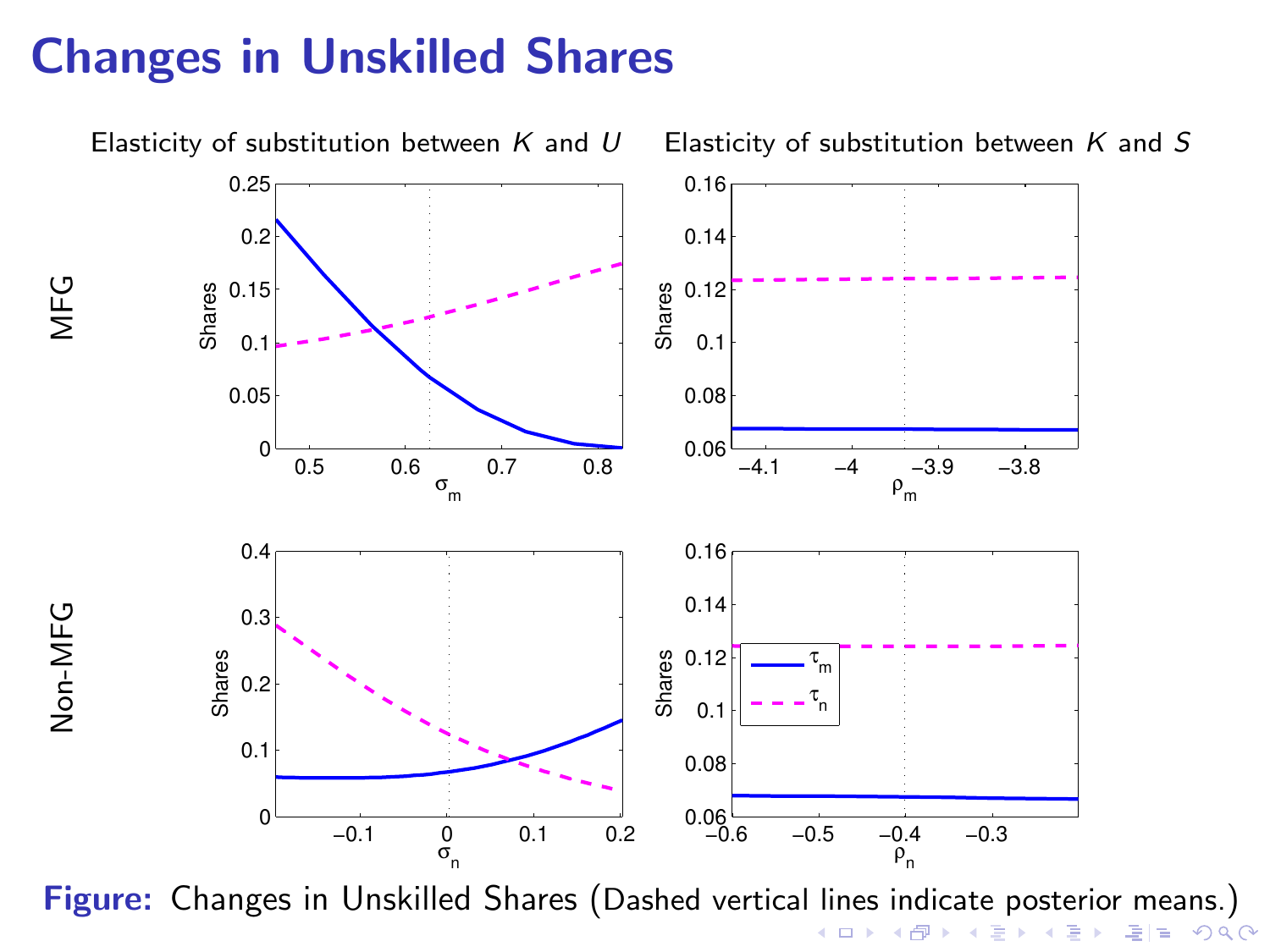# Changes in Unskilled Shares

Elasticity of substitution between $K$ and $U$ | Elasticity of substitution between $K$ and $S$

MFG

Non-MFG

**Figure:** Changes in Unskilled Shares (Dashed vertical lines indicate posterior means.)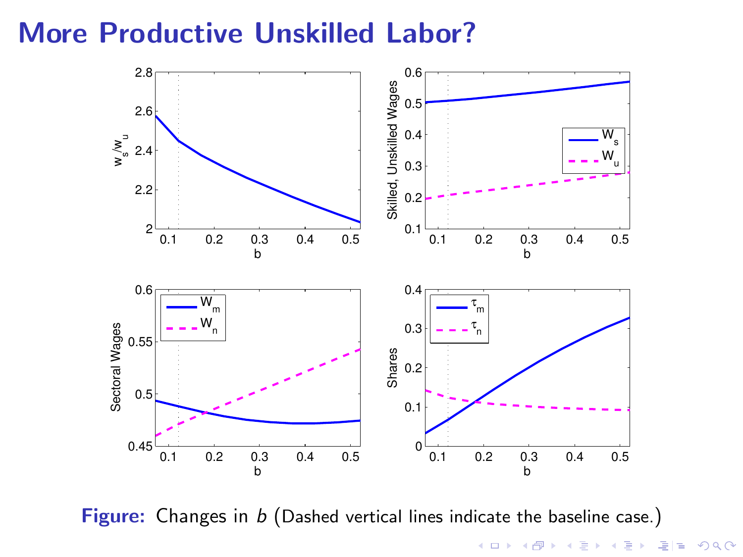# More Productive Unskilled Labor?

**Figure:** Changes in $b$ (Dashed vertical lines indicate the baseline case.)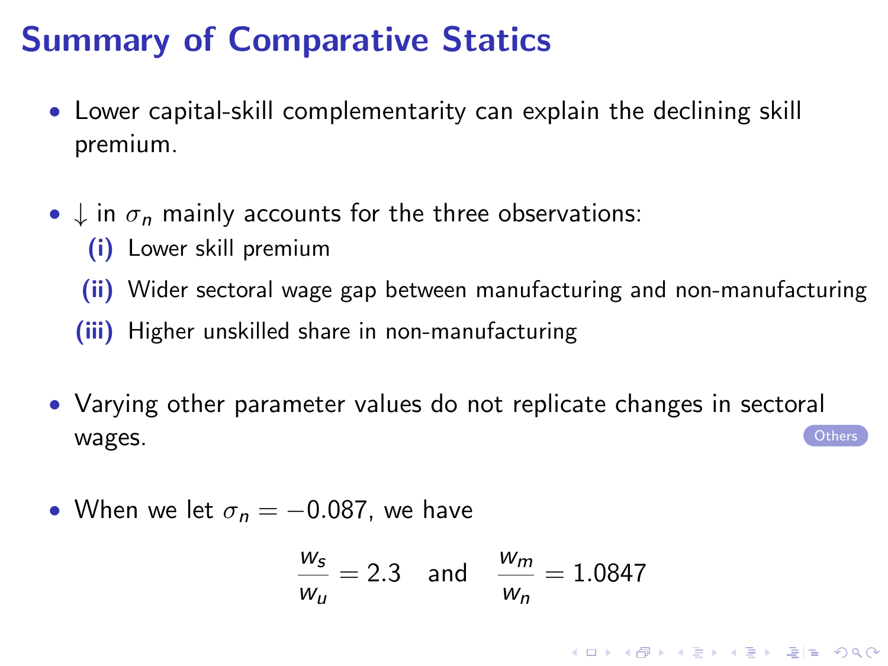# Summary of Comparative Statics

- Lower capital-skill complementarity can explain the declining skill premium.

- $\downarrow$ in $\sigma_n$ mainly accounts for the three observations:
  - **(i)** Lower skill premium
  - **(ii)** Wider sectoral wage gap between manufacturing and non-manufacturing
  - **(iii)** Higher unskilled share in non-manufacturing

- Varying other parameter values do not replicate changes in sectoral wages. Others

- When we let $\sigma_n = -0.087$, we have

$$\frac{w_s}{w_u} = 2.3 \quad \text{and} \quad \frac{w_m}{w_n} = 1.0847$$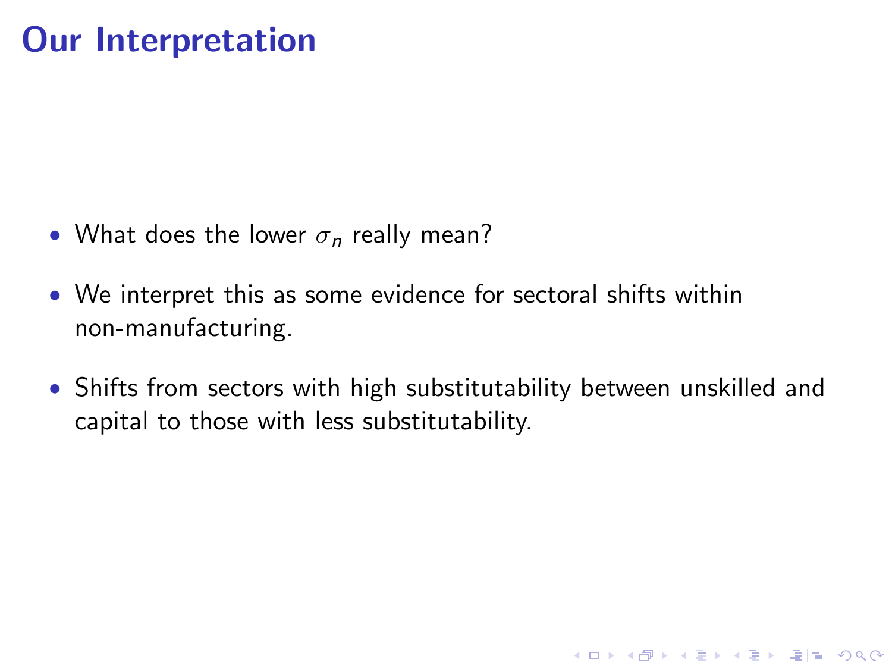# Our Interpretation

- What does the lower $\sigma_n$ really mean?
- We interpret this as some evidence for sectoral shifts within non-manufacturing.
- Shifts from sectors with high substitutability between unskilled and capital to those with less substitutability.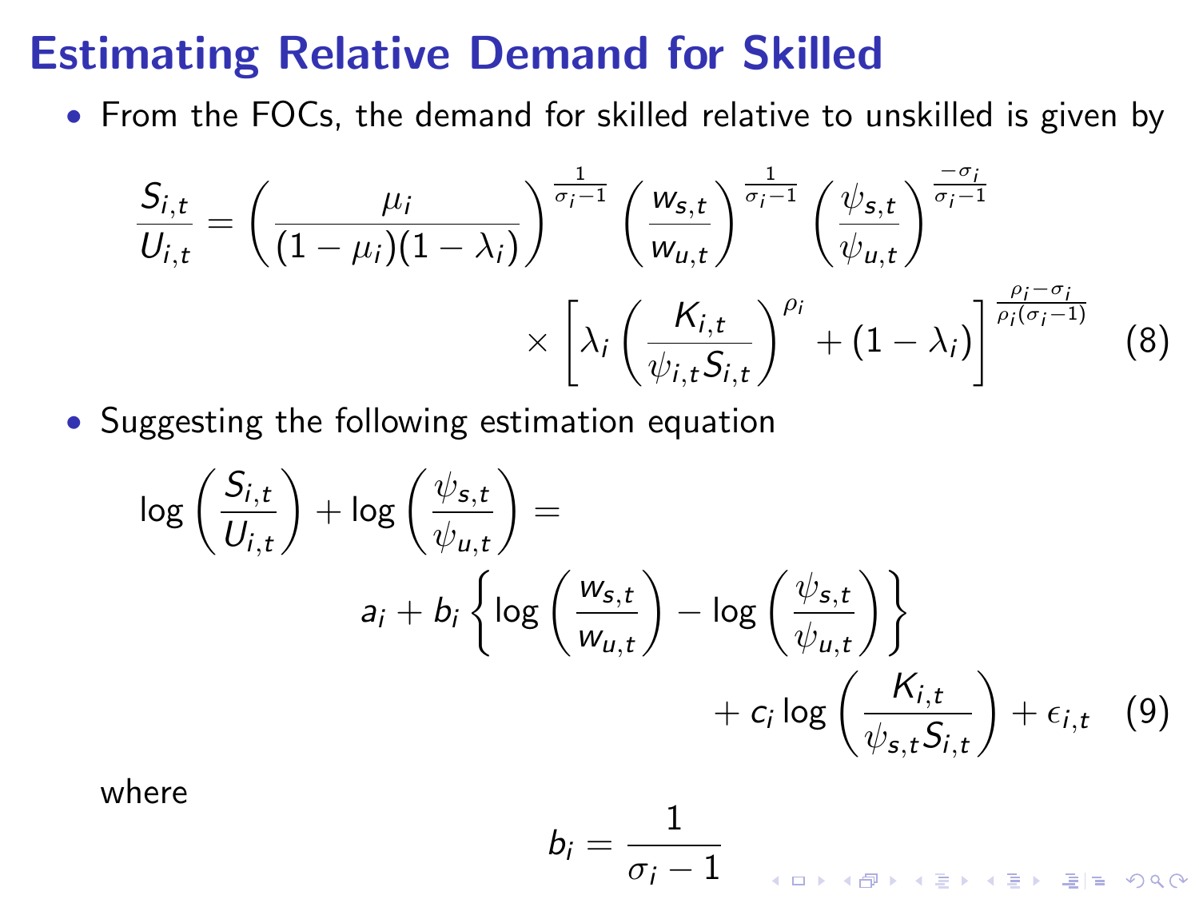# Estimating Relative Demand for Skilled

- From the FOCs, the demand for skilled relative to unskilled is given by

$$\frac{S_{i,t}}{U_{i,t}} = \left( \frac{\mu_i}{(1-\mu_i)(1-\lambda_i)} \right)^{\frac{1}{\sigma_i - 1}} \left( \frac{w_{s,t}}{w_{u,t}} \right)^{\frac{1}{\sigma_i - 1}} \left( \frac{\psi_{s,t}}{\psi_{u,t}} \right)^{\frac{-\sigma_i}{\sigma_i - 1}} \times \left[ \lambda_i \left( \frac{K_{i,t}}{\psi_{i,t} S_{i,t}} \right)^{\rho_i} + (1-\lambda_i) \right]^{\frac{\rho_i - \sigma_i}{\rho_i(\sigma_i - 1)}} \quad (8)$$

- Suggesting the following estimation equation

$$\log\left(\frac{S_{i,t}}{U_{i,t}}\right) + \log\left(\frac{\psi_{s,t}}{\psi_{u,t}}\right) = a_i + b_i \left\{ \log\left(\frac{w_{s,t}}{w_{u,t}}\right) - \log\left(\frac{\psi_{s,t}}{\psi_{u,t}}\right) \right\} + c_i \log\left(\frac{K_{i,t}}{\psi_{s,t} S_{i,t}}\right) + \epsilon_{i,t} \quad (9)$$

where

$$b_i = \frac{1}{\sigma_i - 1}$$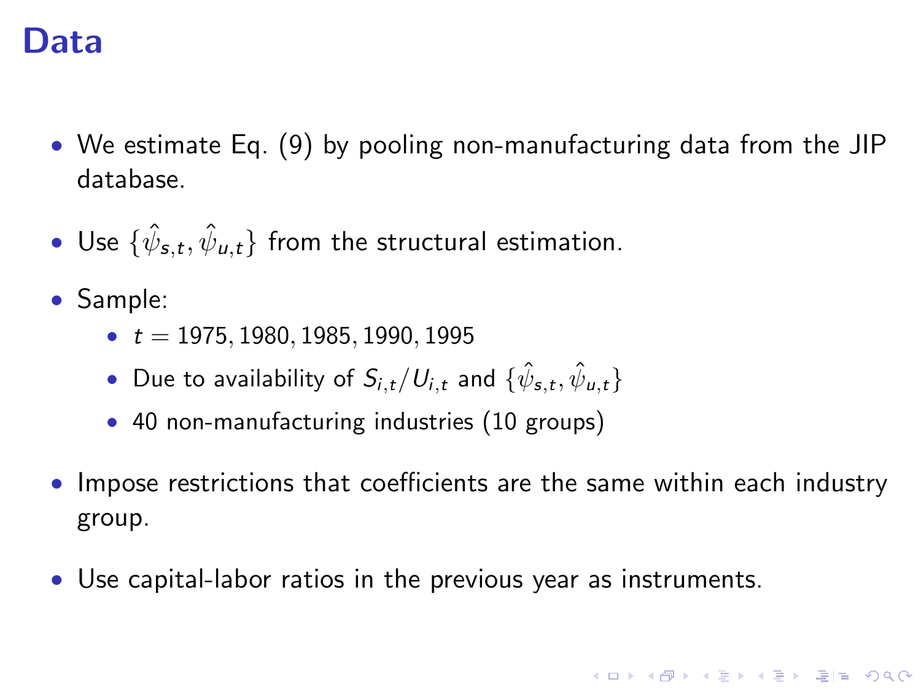# Data

- We estimate Eq. (9) by pooling non-manufacturing data from the JIP database.
- Use $\{\hat{\psi}_{s,t}, \hat{\psi}_{u,t}\}$ from the structural estimation.
- Sample:
    - $t = 1975, 1980, 1985, 1990, 1995$
    - Due to availability of $S_{i,t}/U_{i,t}$ and $\{\hat{\psi}_{s,t}, \hat{\psi}_{u,t}\}$
    - 40 non-manufacturing industries (10 groups)
- Impose restrictions that coefficients are the same within each industry group.
- Use capital-labor ratios in the previous year as instruments.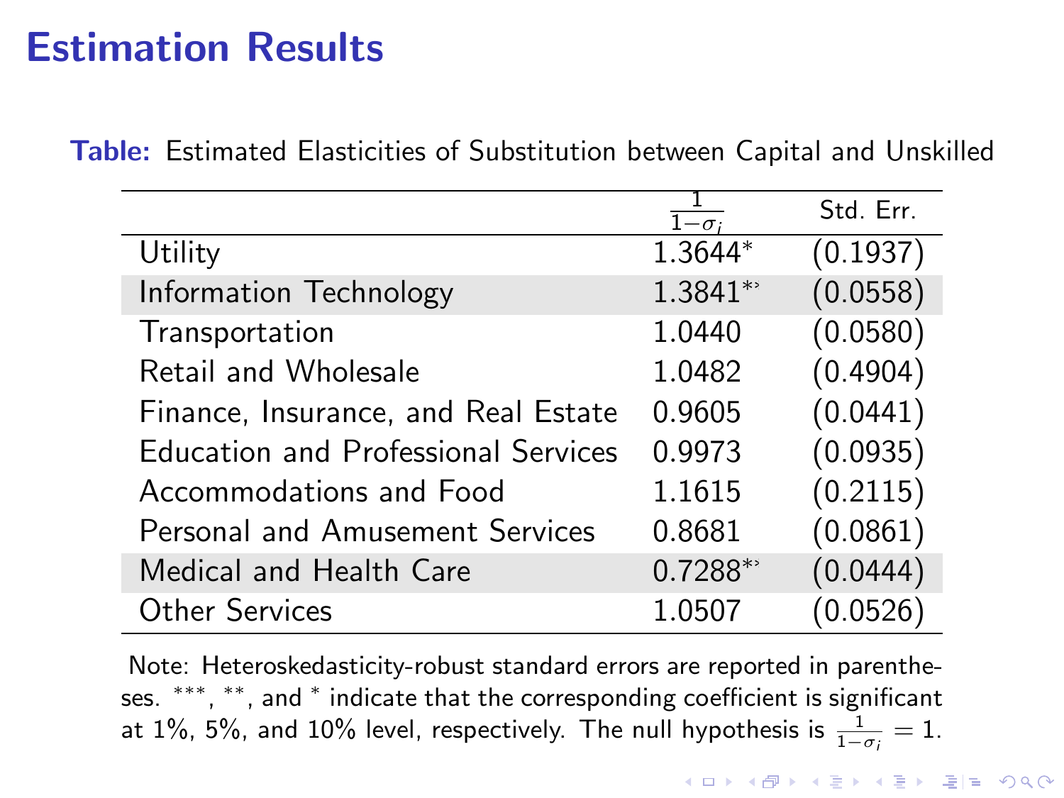# Estimation Results

**Table:** Estimated Elasticities of Substitution between Capital and Unskilled

| | $\frac{1}{1-\sigma_i}$ | Std. Err. |
|---|---|---|
| Utility | 1.3644* | (0.1937) |
| Information Technology | 1.3841** | (0.0558) |
| Transportation | 1.0440 | (0.0580) |
| Retail and Wholesale | 1.0482 | (0.4904) |
| Finance, Insurance, and Real Estate | 0.9605 | (0.0441) |
| Education and Professional Services | 0.9973 | (0.0935) |
| Accommodations and Food | 1.1615 | (0.2115) |
| Personal and Amusement Services | 0.8681 | (0.0861) |
| Medical and Health Care | 0.7288** | (0.0444) |
| Other Services | 1.0507 | (0.0526) |

Note: Heteroskedasticity-robust standard errors are reported in parentheses. ***, **, and * indicate that the corresponding coefficient is significant at 1%, 5%, and 10% level, respectively. The null hypothesis is $\frac{1}{1-\sigma_i} = 1$.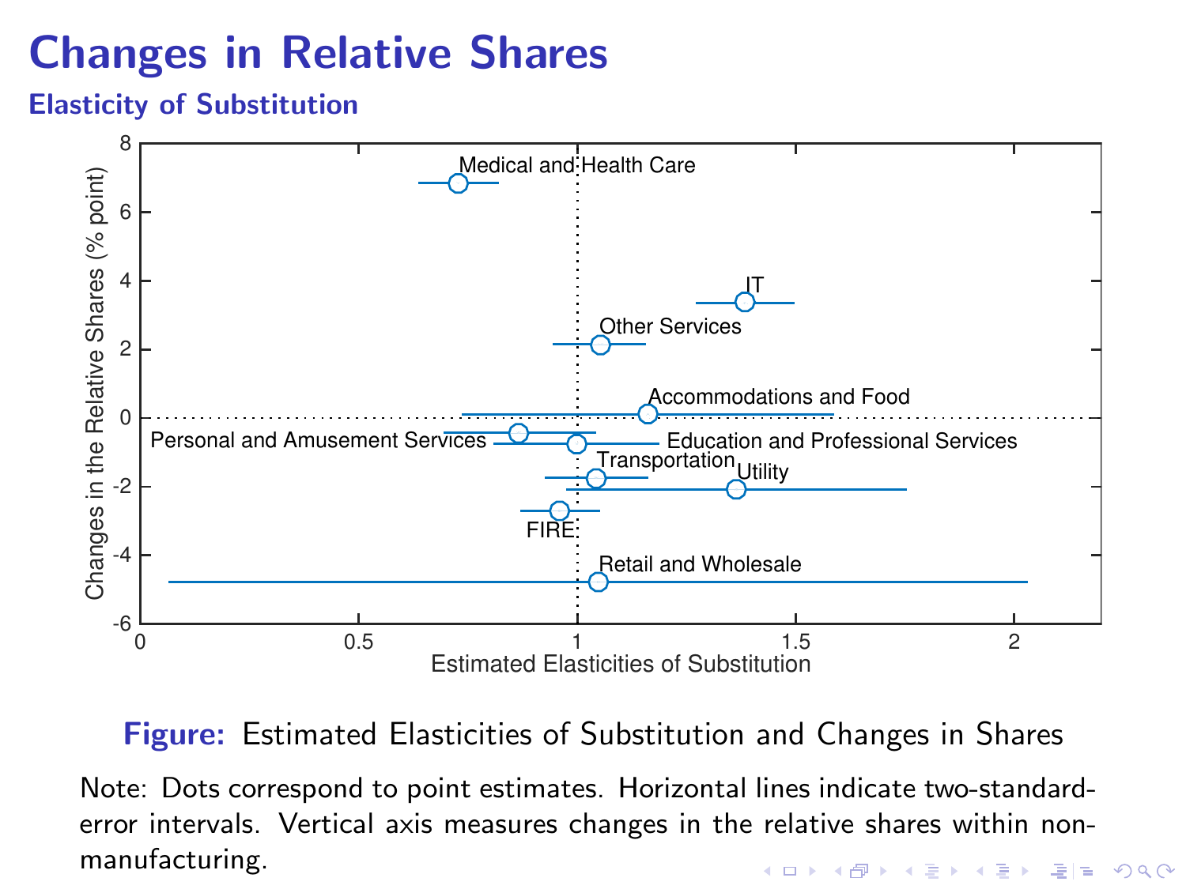# Changes in Relative Shares

## Elasticity of Substitution

**Figure:** Estimated Elasticities of Substitution and Changes in Shares

Note: Dots correspond to point estimates. Horizontal lines indicate two-standard-error intervals. Vertical axis measures changes in the relative shares within non-manufacturing.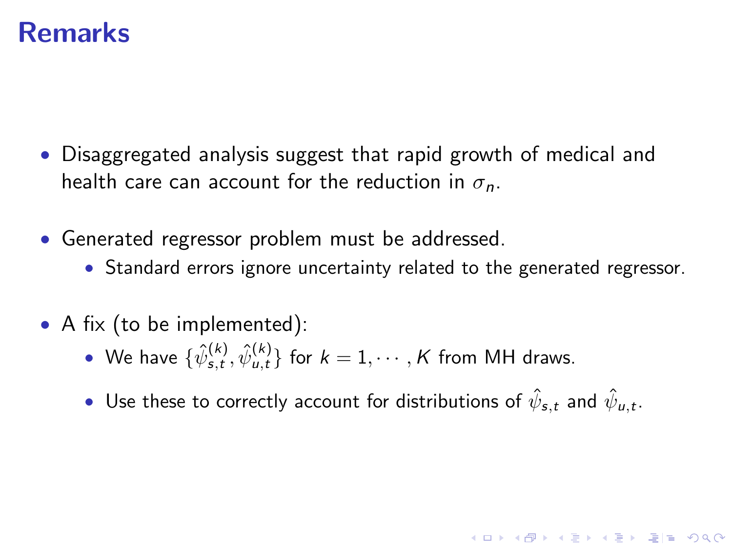# Remarks

- Disaggregated analysis suggest that rapid growth of medical and health care can account for the reduction in $\sigma_n$.
- Generated regressor problem must be addressed.
  - Standard errors ignore uncertainty related to the generated regressor.
- A fix (to be implemented):
  - We have $\{\hat{\psi}_{s,t}^{(k)}, \hat{\psi}_{u,t}^{(k)}\}$ for $k = 1, \cdots, K$ from MH draws.
  - Use these to correctly account for distributions of $\hat{\psi}_{s,t}$ and $\hat{\psi}_{u,t}$.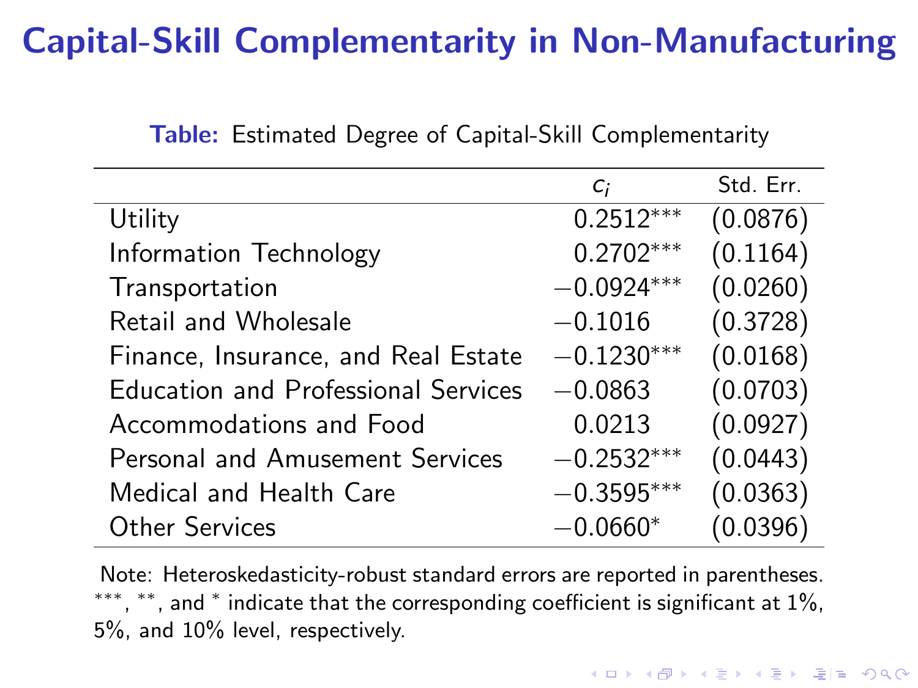# Capital-Skill Complementarity in Non-Manufacturing

**Table:** Estimated Degree of Capital-Skill Complementarity

| | $c_i$ | Std. Err. |
|---|---|---|
| Utility | 0.2512*** | (0.0876) |
| Information Technology | 0.2702*** | (0.1164) |
| Transportation | −0.0924*** | (0.0260) |
| Retail and Wholesale | −0.1016 | (0.3728) |
| Finance, Insurance, and Real Estate | −0.1230*** | (0.0168) |
| Education and Professional Services | −0.0863 | (0.0703) |
| Accommodations and Food | 0.0213 | (0.0927) |
| Personal and Amusement Services | −0.2532*** | (0.0443) |
| Medical and Health Care | −0.3595*** | (0.0363) |
| Other Services | −0.0660* | (0.0396) |

Note: Heteroskedasticity-robust standard errors are reported in parentheses. ***, **, and * indicate that the corresponding coefficient is significant at 1%, 5%, and 10% level, respectively.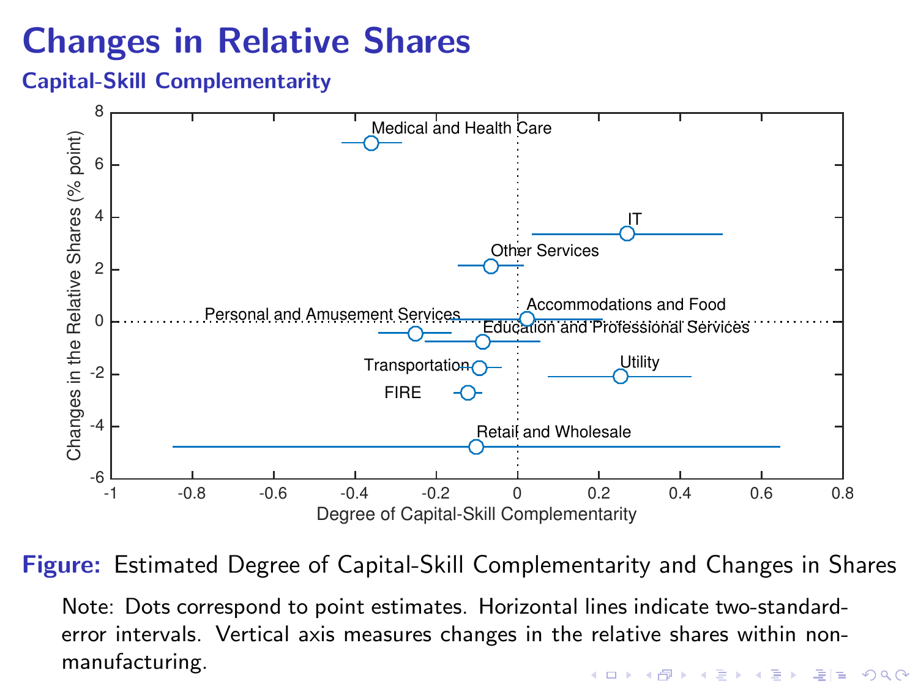# Changes in Relative Shares

## Capital-Skill Complementarity

**Figure:** Estimated Degree of Capital-Skill Complementarity and Changes in Shares

Note: Dots correspond to point estimates. Horizontal lines indicate two-standard-error intervals. Vertical axis measures changes in the relative shares within non-manufacturing.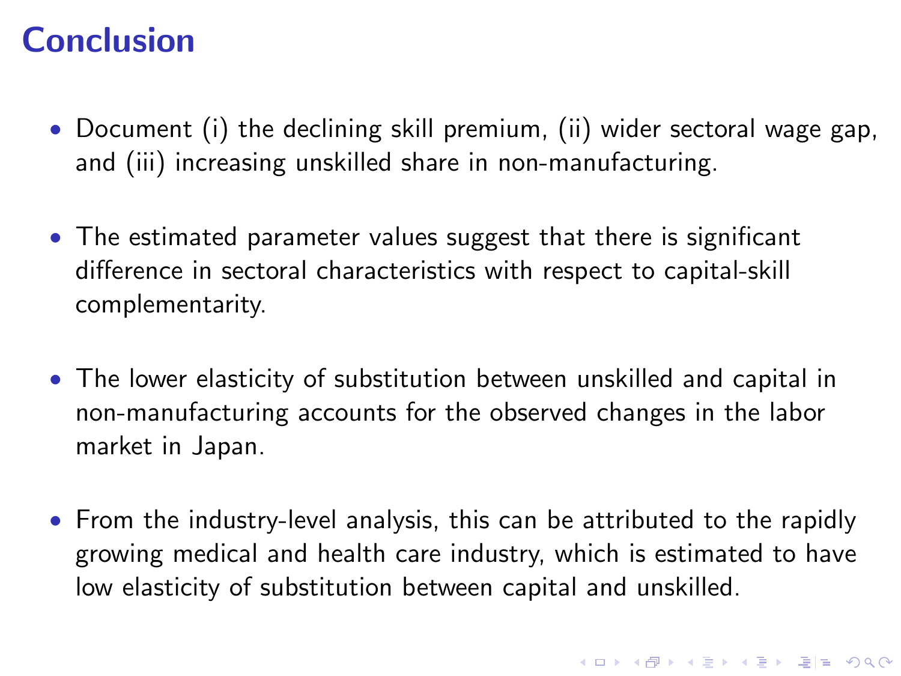# Conclusion

- Document (i) the declining skill premium, (ii) wider sectoral wage gap, and (iii) increasing unskilled share in non-manufacturing.
- The estimated parameter values suggest that there is significant difference in sectoral characteristics with respect to capital-skill complementarity.
- The lower elasticity of substitution between unskilled and capital in non-manufacturing accounts for the observed changes in the labor market in Japan.
- From the industry-level analysis, this can be attributed to the rapidly growing medical and health care industry, which is estimated to have low elasticity of substitution between capital and unskilled.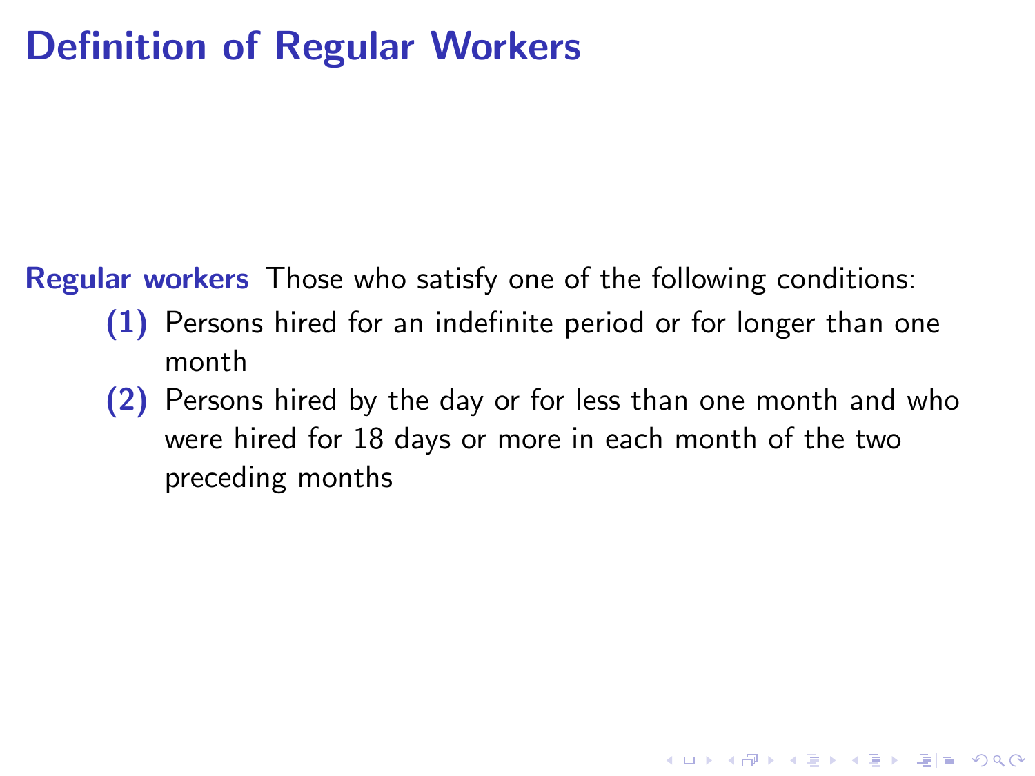# Definition of Regular Workers

**Regular workers** Those who satisfy one of the following conditions:

**(1)** Persons hired for an indefinite period or for longer than one month

**(2)** Persons hired by the day or for less than one month and who were hired for 18 days or more in each month of the two preceding months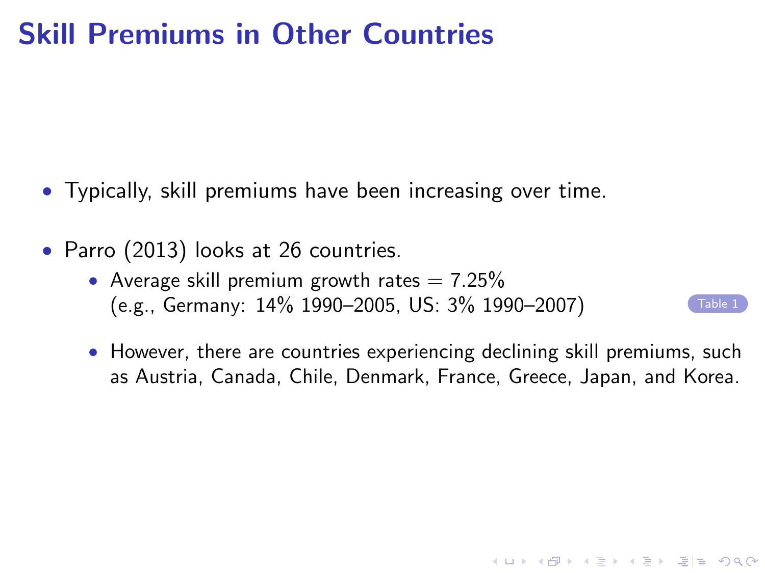# Skill Premiums in Other Countries

- Typically, skill premiums have been increasing over time.
- Parro (2013) looks at 26 countries.
  - Average skill premium growth rates = 7.25% (e.g., Germany: 14% 1990–2005, US: 3% 1990–2007) Table 1
  - However, there are countries experiencing declining skill premiums, such as Austria, Canada, Chile, Denmark, France, Greece, Japan, and Korea.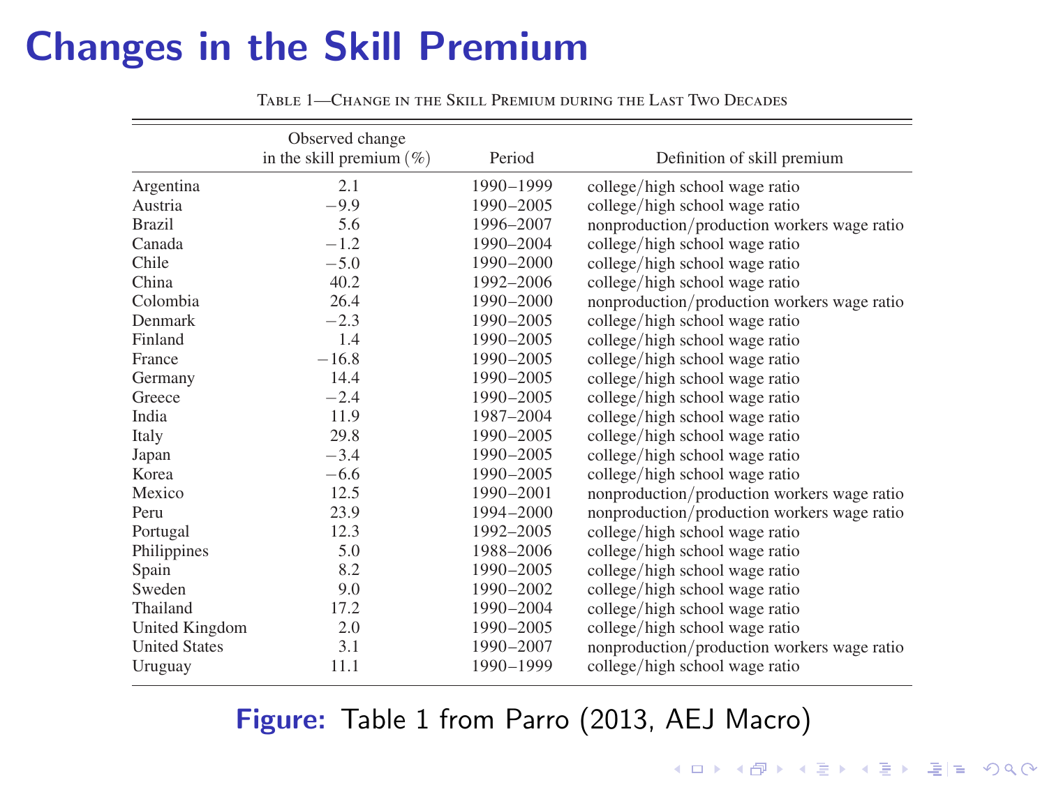# Changes in the Skill Premium

Table 1—Change in the Skill Premium during the Last Two Decades

| | Observed change in the skill premium (%) | Period | Definition of skill premium |
|---|---|---|---|
| Argentina | 2.1 | 1990–1999 | college/high school wage ratio |
| Austria | −9.9 | 1990–2005 | college/high school wage ratio |
| Brazil | 5.6 | 1996–2007 | nonproduction/production workers wage ratio |
| Canada | −1.2 | 1990–2004 | college/high school wage ratio |
| Chile | −5.0 | 1990–2000 | college/high school wage ratio |
| China | 40.2 | 1992–2006 | college/high school wage ratio |
| Colombia | 26.4 | 1990–2000 | nonproduction/production workers wage ratio |
| Denmark | −2.3 | 1990–2005 | college/high school wage ratio |
| Finland | 1.4 | 1990–2005 | college/high school wage ratio |
| France | −16.8 | 1990–2005 | college/high school wage ratio |
| Germany | 14.4 | 1990–2005 | college/high school wage ratio |
| Greece | −2.4 | 1990–2005 | college/high school wage ratio |
| India | 11.9 | 1987–2004 | college/high school wage ratio |
| Italy | 29.8 | 1990–2005 | college/high school wage ratio |
| Japan | −3.4 | 1990–2005 | college/high school wage ratio |
| Korea | −6.6 | 1990–2005 | college/high school wage ratio |
| Mexico | 12.5 | 1990–2001 | nonproduction/production workers wage ratio |
| Peru | 23.9 | 1994–2000 | nonproduction/production workers wage ratio |
| Portugal | 12.3 | 1992–2005 | college/high school wage ratio |
| Philippines | 5.0 | 1988–2006 | college/high school wage ratio |
| Spain | 8.2 | 1990–2005 | college/high school wage ratio |
| Sweden | 9.0 | 1990–2002 | college/high school wage ratio |
| Thailand | 17.2 | 1990–2004 | college/high school wage ratio |
| United Kingdom | 2.0 | 1990–2005 | college/high school wage ratio |
| United States | 3.1 | 1990–2007 | nonproduction/production workers wage ratio |
| Uruguay | 11.1 | 1990–1999 | college/high school wage ratio |

**Figure:** Table 1 from Parro (2013, AEJ Macro)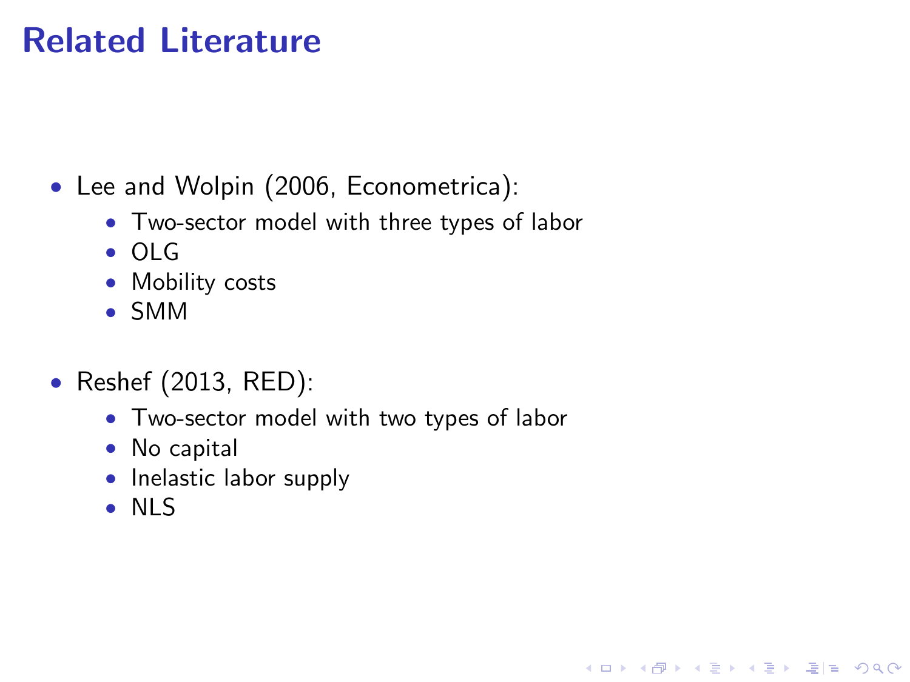# Related Literature

- Lee and Wolpin (2006, Econometrica):
  - Two-sector model with three types of labor
  - OLG
  - Mobility costs
  - SMM

- Reshef (2013, RED):
  - Two-sector model with two types of labor
  - No capital
  - Inelastic labor supply
  - NLS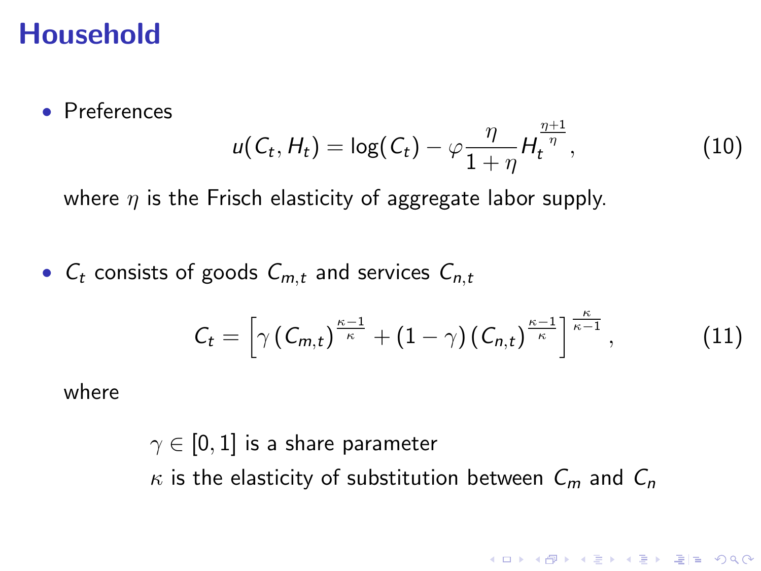# Household

- Preferences

$$u(C_t, H_t) = \log(C_t) - \varphi \frac{\eta}{1+\eta} H_t^{\frac{\eta+1}{\eta}}, \tag{10}$$

where $\eta$ is the Frisch elasticity of aggregate labor supply.

- $C_t$ consists of goods $C_{m,t}$ and services $C_{n,t}$

$$C_t = \left[ \gamma \left( C_{m,t} \right)^{\frac{\kappa-1}{\kappa}} + (1-\gamma) \left( C_{n,t} \right)^{\frac{\kappa-1}{\kappa}} \right]^{\frac{\kappa}{\kappa-1}}, \tag{11}$$

where

$\gamma \in [0,1]$ is a share parameter

$\kappa$ is the elasticity of substitution between $C_m$ and $C_n$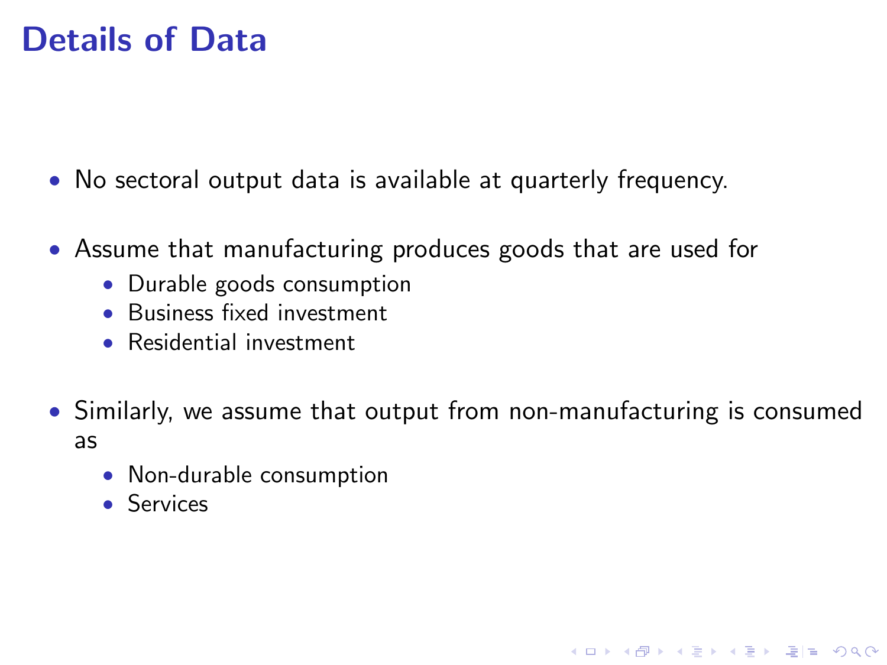# Details of Data

- No sectoral output data is available at quarterly frequency.
- Assume that manufacturing produces goods that are used for
  - Durable goods consumption
  - Business fixed investment
  - Residential investment
- Similarly, we assume that output from non-manufacturing is consumed as
  - Non-durable consumption
  - Services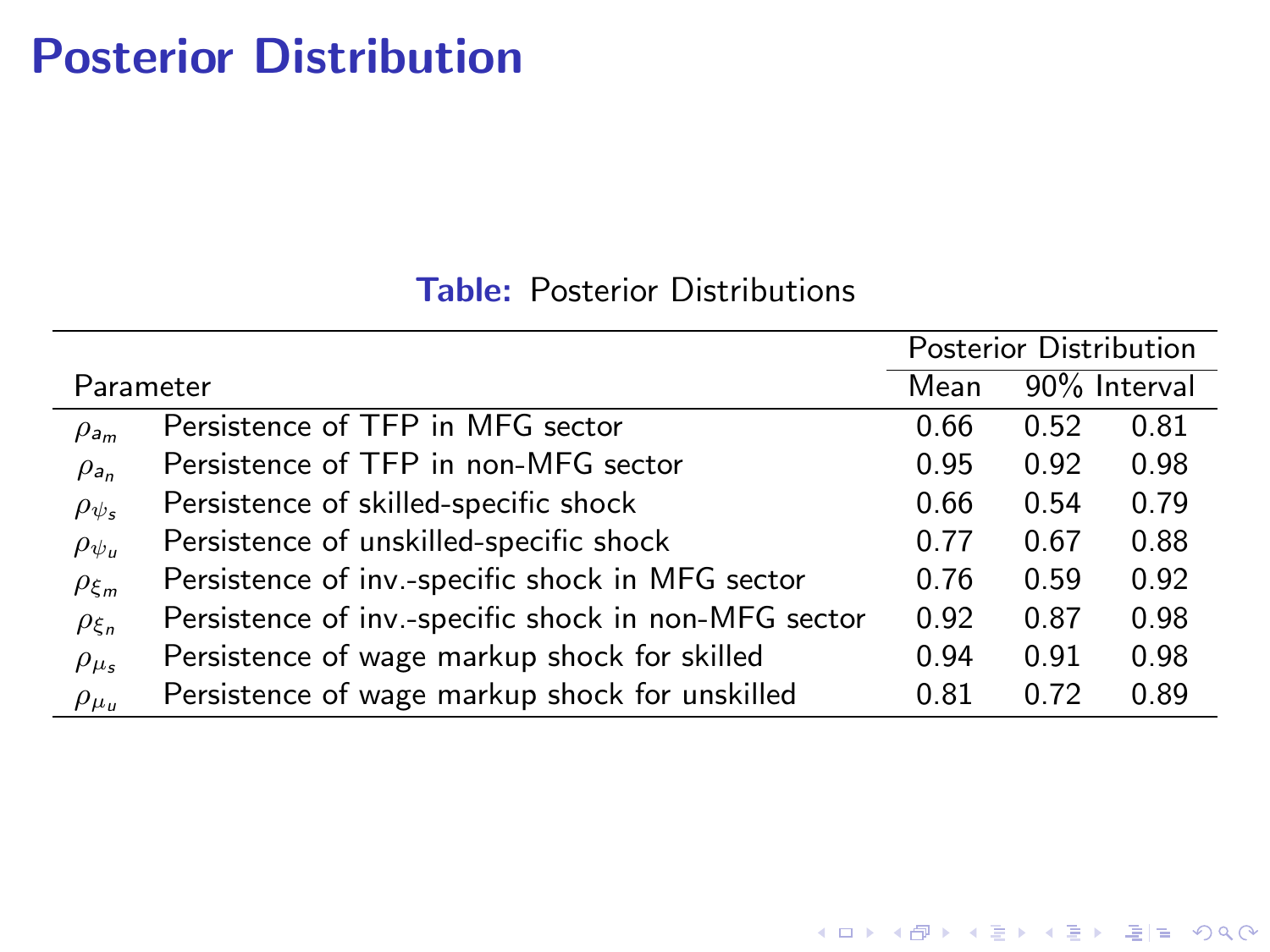# Posterior Distribution

**Table:** Posterior Distributions

| Parameter | | Posterior Distribution | | |
|---|---|---|---|---|
| | | Mean | 90% Interval | |
| $\rho_{a_m}$ | Persistence of TFP in MFG sector | 0.66 | 0.52 | 0.81 |
| $\rho_{a_n}$ | Persistence of TFP in non-MFG sector | 0.95 | 0.92 | 0.98 |
| $\rho_{\psi_s}$ | Persistence of skilled-specific shock | 0.66 | 0.54 | 0.79 |
| $\rho_{\psi_u}$ | Persistence of unskilled-specific shock | 0.77 | 0.67 | 0.88 |
| $\rho_{\xi_m}$ | Persistence of inv.-specific shock in MFG sector | 0.76 | 0.59 | 0.92 |
| $\rho_{\xi_n}$ | Persistence of inv.-specific shock in non-MFG sector | 0.92 | 0.87 | 0.98 |
| $\rho_{\mu_s}$ | Persistence of wage markup shock for skilled | 0.94 | 0.91 | 0.98 |
| $\rho_{\mu_u}$ | Persistence of wage markup shock for unskilled | 0.81 | 0.72 | 0.89 |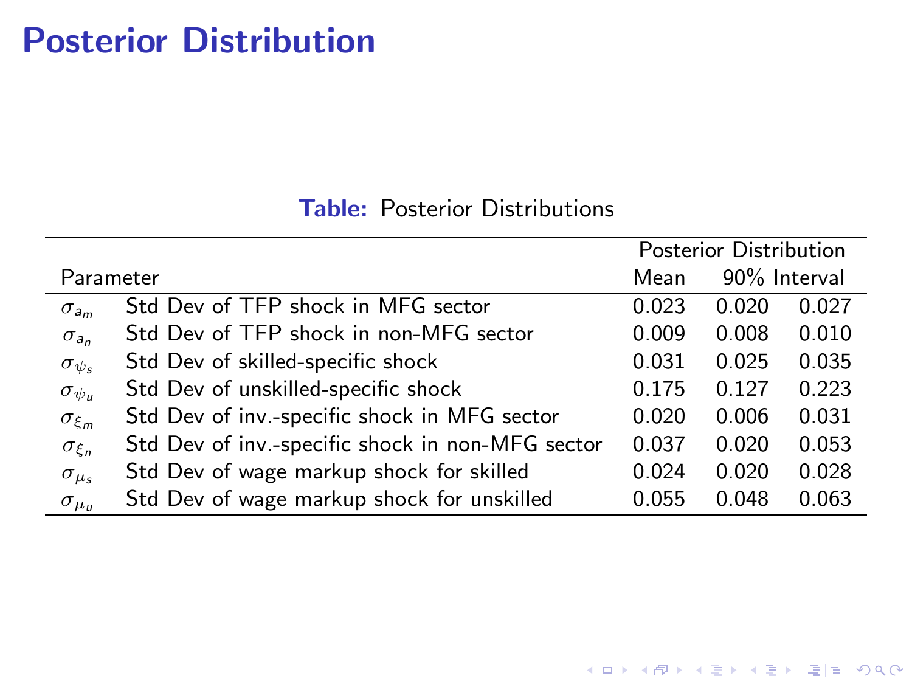# Posterior Distribution

**Table:** Posterior Distributions

| Parameter | | Posterior Distribution | | |
|---|---|---|---|---|
| | | Mean | 90% Interval | |
| $\sigma_{a_m}$ | Std Dev of TFP shock in MFG sector | 0.023 | 0.020 | 0.027 |
| $\sigma_{a_n}$ | Std Dev of TFP shock in non-MFG sector | 0.009 | 0.008 | 0.010 |
| $\sigma_{\psi_s}$ | Std Dev of skilled-specific shock | 0.031 | 0.025 | 0.035 |
| $\sigma_{\psi_u}$ | Std Dev of unskilled-specific shock | 0.175 | 0.127 | 0.223 |
| $\sigma_{\xi_m}$ | Std Dev of inv.-specific shock in MFG sector | 0.020 | 0.006 | 0.031 |
| $\sigma_{\xi_n}$ | Std Dev of inv.-specific shock in non-MFG sector | 0.037 | 0.020 | 0.053 |
| $\sigma_{\mu_s}$ | Std Dev of wage markup shock for skilled | 0.024 | 0.020 | 0.028 |
| $\sigma_{\mu_u}$ | Std Dev of wage markup shock for unskilled | 0.055 | 0.048 | 0.063 |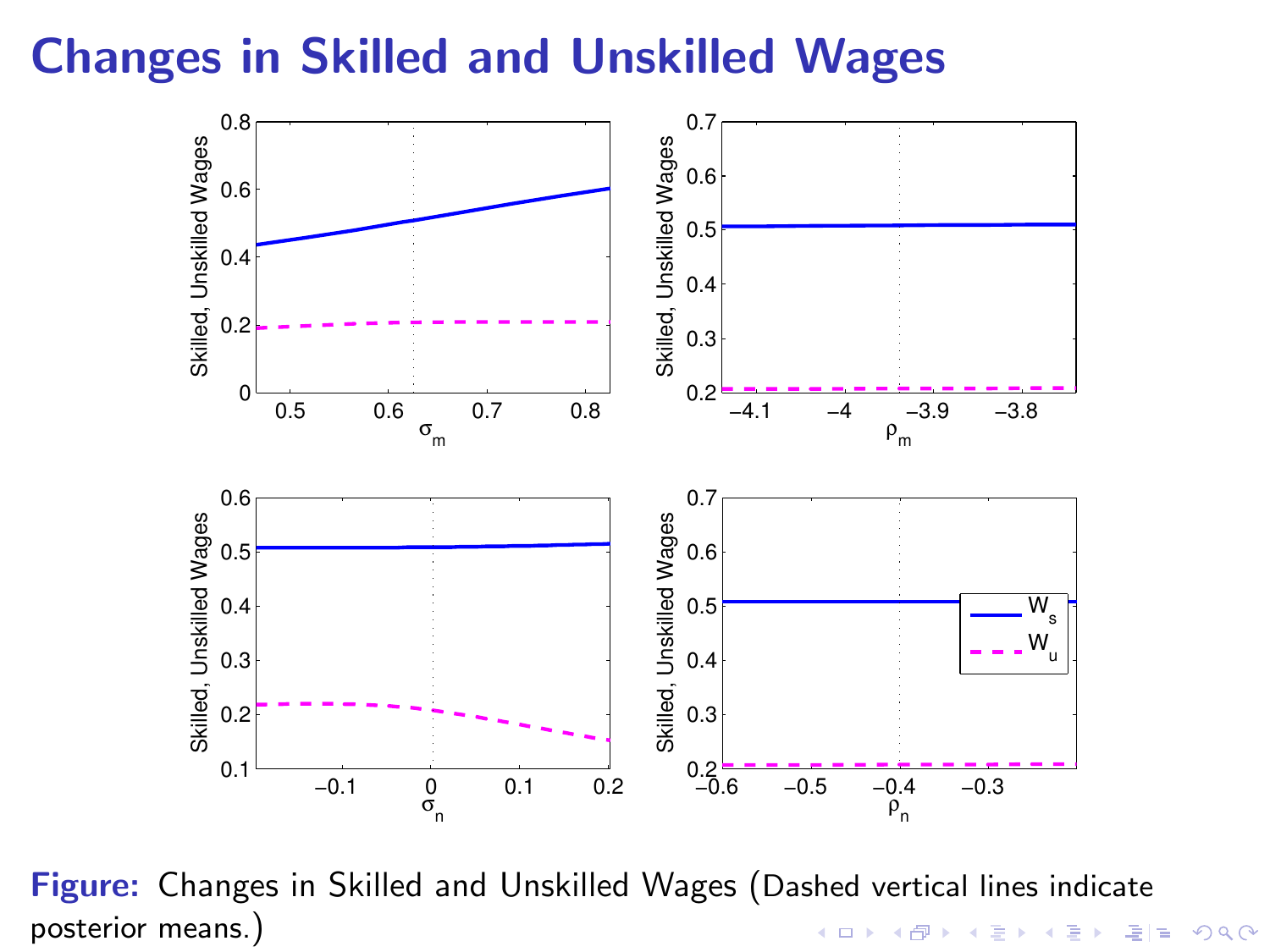# Changes in Skilled and Unskilled Wages

**Figure:** Changes in Skilled and Unskilled Wages (Dashed vertical lines indicate posterior means.)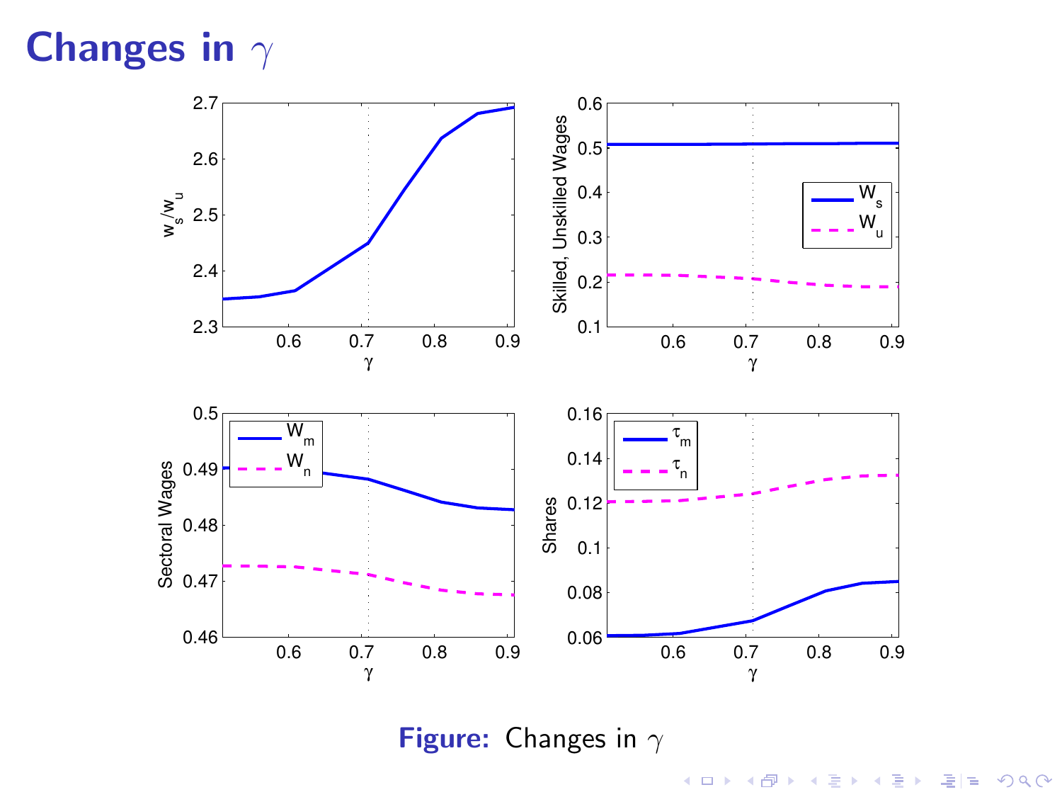# Changes in $\gamma$

**Figure:** Changes in $\gamma$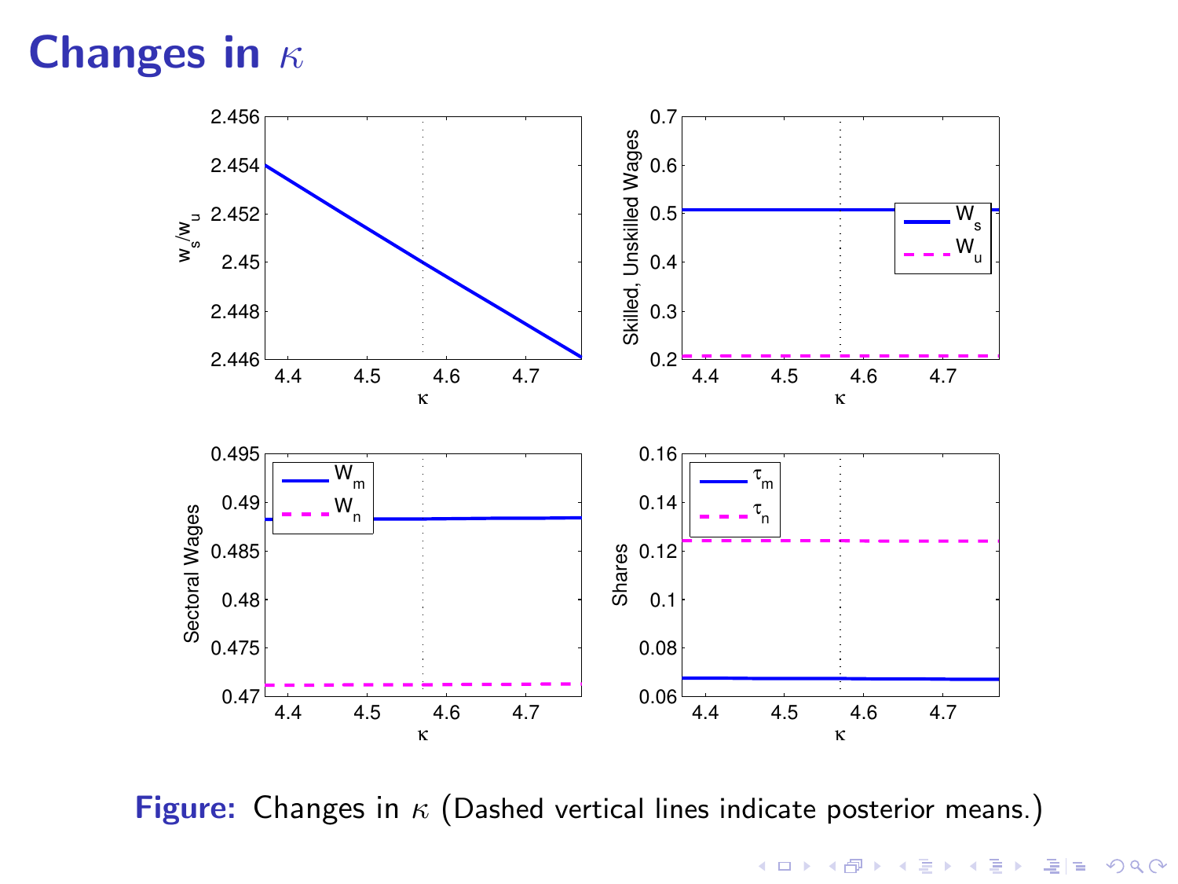# Changes in $\kappa$

**Figure:** Changes in $\kappa$ (Dashed vertical lines indicate posterior means.)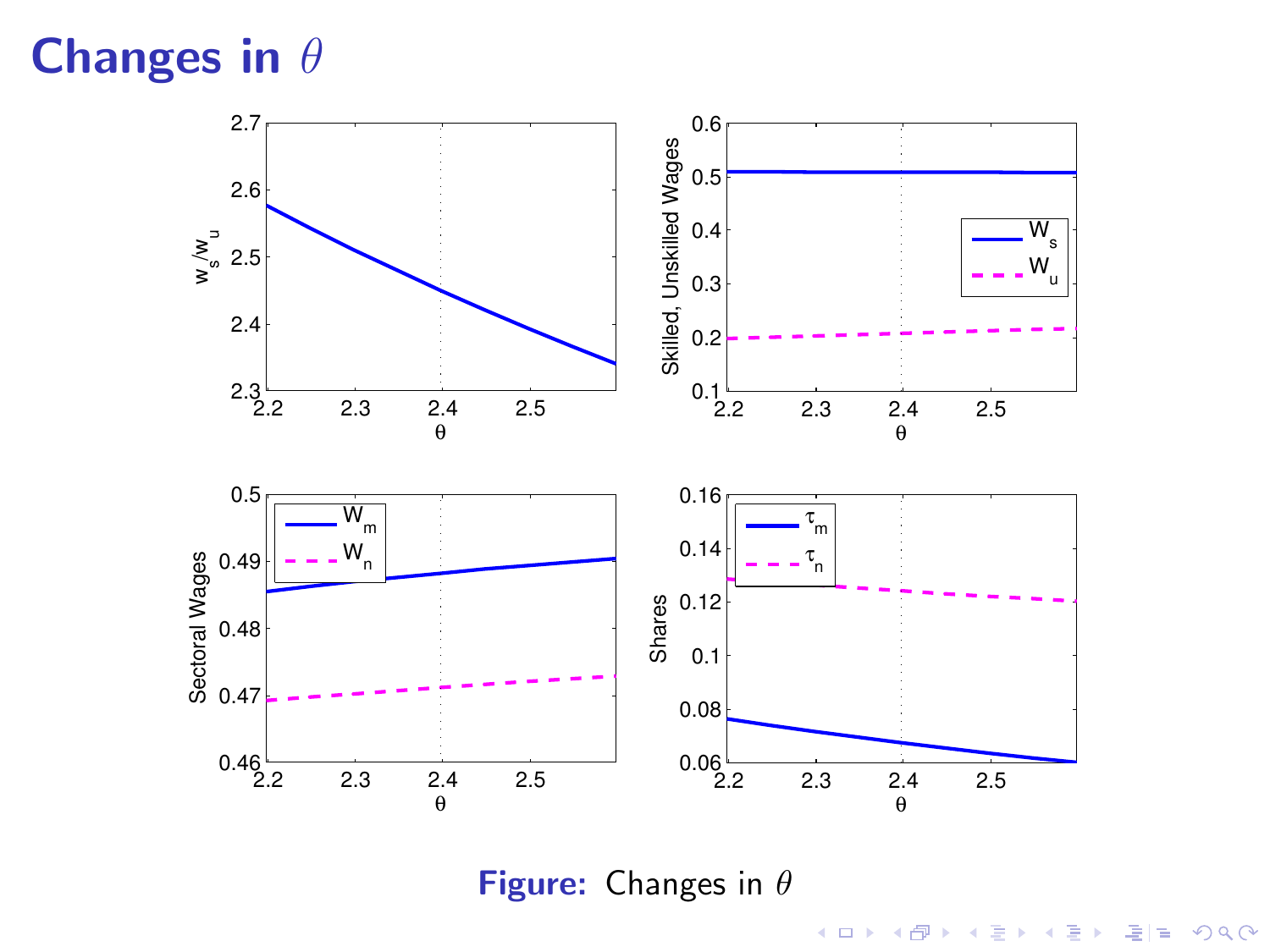# Changes in $\theta$

2.7
2.6
2.5
2.4
2.3
2.2
2.3
2.4
2.5
$w_s/w_u$
$\theta$

0.6
0.5
0.4
0.3
0.2
0.1
2.2
2.3
2.4
2.5
Skilled, Unskilled Wages
$W_s$
$W_u$
$\theta$

0.5
0.49
0.48
0.47
0.46
2.2
2.3
2.4
2.5
Sectoral Wages
$W_m$
$W_n$
$\theta$

0.16
0.14
0.12
0.1
0.08
0.06
2.2
2.3
2.4
2.5
Shares
$\tau_m$
$\tau_n$
$\theta$

**Figure:** Changes in $\theta$